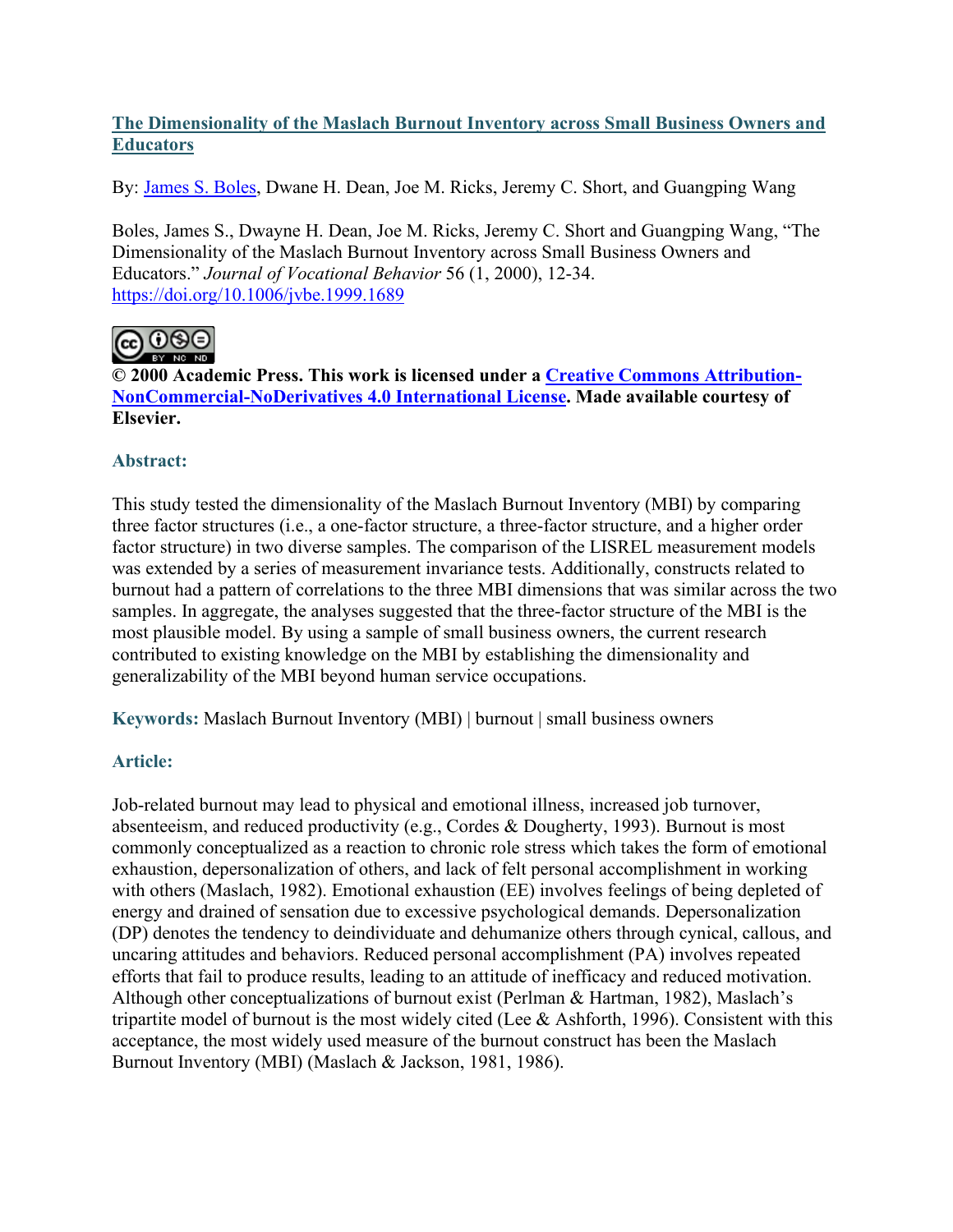# [The Dimensionality of the Maslach Burnout Inventory across Small Business Owners and Educators](https://doi.org/10.1006/jvbe.1999.1689)

By: [James S. Boles](#), Dwane H. Dean, Joe M. Ricks, Jeremy C. Short, and Guangping Wang

Boles, James S., Dwayne H. Dean, Joe M. Ricks, Jeremy C. Short and Guangping Wang, "The Dimensionality of the Maslach Burnout Inventory across Small Business Owners and Educators." *Journal of Vocational Behavior* 56 (1, 2000), 12-34. [https://doi.org/10.1006/jvbe.1999.1689](https://doi.org/10.1006/jvbe.1999.1689)

**© 2000 Academic Press. This work is licensed under a [Creative Commons Attribution-NonCommercial-NoDerivatives 4.0 International License](https://creativecommons.org/licenses/by-nc-nd/4.0/). Made available courtesy of Elsevier.**

## Abstract:

This study tested the dimensionality of the Maslach Burnout Inventory (MBI) by comparing three factor structures (i.e., a one-factor structure, a three-factor structure, and a higher order factor structure) in two diverse samples. The comparison of the LISREL measurement models was extended by a series of measurement invariance tests. Additionally, constructs related to burnout had a pattern of correlations to the three MBI dimensions that was similar across the two samples. In aggregate, the analyses suggested that the three-factor structure of the MBI is the most plausible model. By using a sample of small business owners, the current research contributed to existing knowledge on the MBI by establishing the dimensionality and generalizability of the MBI beyond human service occupations.

**Keywords:** Maslach Burnout Inventory (MBI) | burnout | small business owners

## Article:

Job-related burnout may lead to physical and emotional illness, increased job turnover, absenteeism, and reduced productivity (e.g., Cordes & Dougherty, 1993). Burnout is most commonly conceptualized as a reaction to chronic role stress which takes the form of emotional exhaustion, depersonalization of others, and lack of felt personal accomplishment in working with others (Maslach, 1982). Emotional exhaustion (EE) involves feelings of being depleted of energy and drained of sensation due to excessive psychological demands. Depersonalization (DP) denotes the tendency to deindividuate and dehumanize others through cynical, callous, and uncaring attitudes and behaviors. Reduced personal accomplishment (PA) involves repeated efforts that fail to produce results, leading to an attitude of inefficacy and reduced motivation. Although other conceptualizations of burnout exist (Perlman & Hartman, 1982), Maslach's tripartite model of burnout is the most widely cited (Lee & Ashforth, 1996). Consistent with this acceptance, the most widely used measure of the burnout construct has been the Maslach Burnout Inventory (MBI) (Maslach & Jackson, 1981, 1986).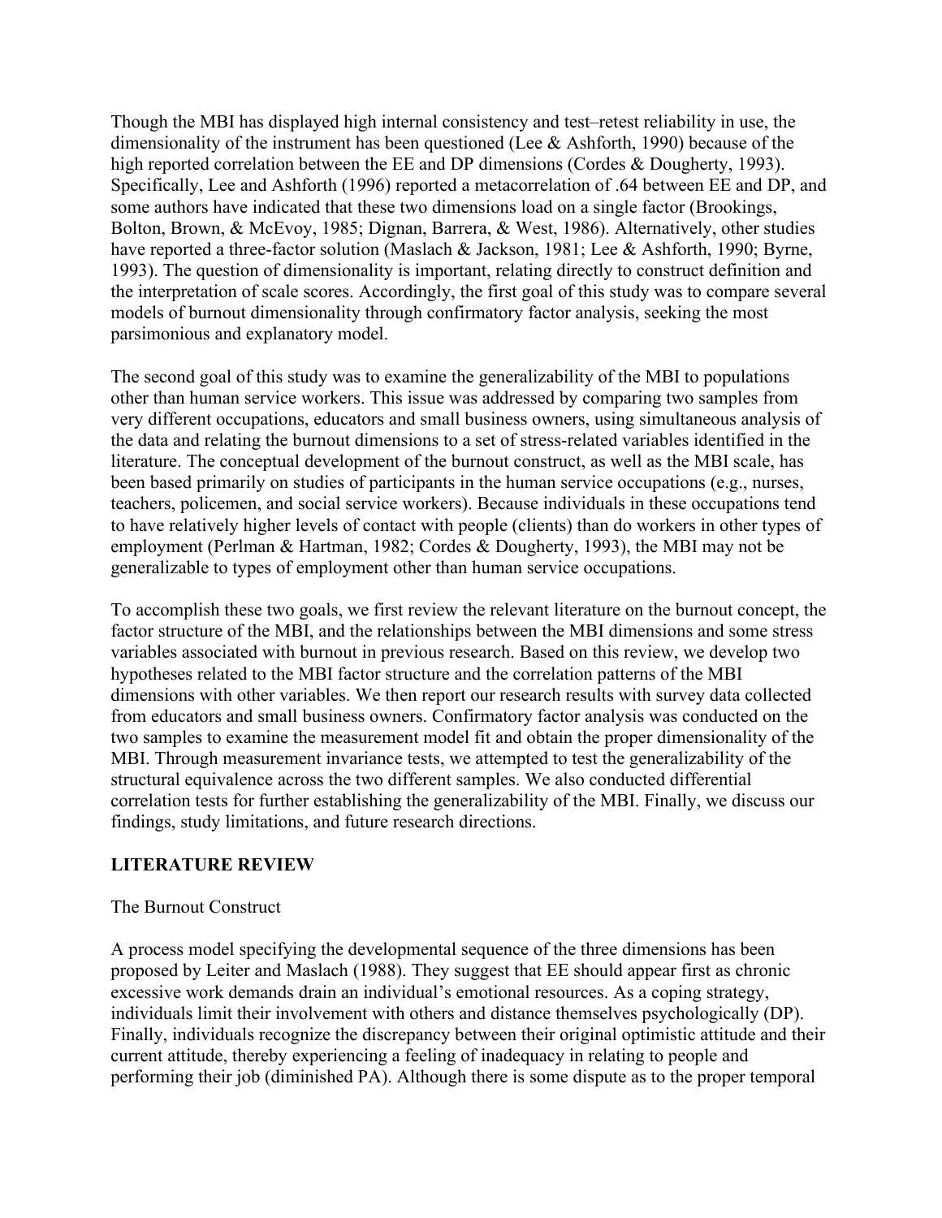Though the MBI has displayed high internal consistency and test–retest reliability in use, the dimensionality of the instrument has been questioned (Lee & Ashforth, 1990) because of the high reported correlation between the EE and DP dimensions (Cordes & Dougherty, 1993). Specifically, Lee and Ashforth (1996) reported a metacorrelation of .64 between EE and DP, and some authors have indicated that these two dimensions load on a single factor (Brookings, Bolton, Brown, & McEvoy, 1985; Dignan, Barrera, & West, 1986). Alternatively, other studies have reported a three-factor solution (Maslach & Jackson, 1981; Lee & Ashforth, 1990; Byrne, 1993). The question of dimensionality is important, relating directly to construct definition and the interpretation of scale scores. Accordingly, the first goal of this study was to compare several models of burnout dimensionality through confirmatory factor analysis, seeking the most parsimonious and explanatory model.

The second goal of this study was to examine the generalizability of the MBI to populations other than human service workers. This issue was addressed by comparing two samples from very different occupations, educators and small business owners, using simultaneous analysis of the data and relating the burnout dimensions to a set of stress-related variables identified in the literature. The conceptual development of the burnout construct, as well as the MBI scale, has been based primarily on studies of participants in the human service occupations (e.g., nurses, teachers, policemen, and social service workers). Because individuals in these occupations tend to have relatively higher levels of contact with people (clients) than do workers in other types of employment (Perlman & Hartman, 1982; Cordes & Dougherty, 1993), the MBI may not be generalizable to types of employment other than human service occupations.

To accomplish these two goals, we first review the relevant literature on the burnout concept, the factor structure of the MBI, and the relationships between the MBI dimensions and some stress variables associated with burnout in previous research. Based on this review, we develop two hypotheses related to the MBI factor structure and the correlation patterns of the MBI dimensions with other variables. We then report our research results with survey data collected from educators and small business owners. Confirmatory factor analysis was conducted on the two samples to examine the measurement model fit and obtain the proper dimensionality of the MBI. Through measurement invariance tests, we attempted to test the generalizability of the structural equivalence across the two different samples. We also conducted differential correlation tests for further establishing the generalizability of the MBI. Finally, we discuss our findings, study limitations, and future research directions.

## LITERATURE REVIEW

### The Burnout Construct

A process model specifying the developmental sequence of the three dimensions has been proposed by Leiter and Maslach (1988). They suggest that EE should appear first as chronic excessive work demands drain an individual's emotional resources. As a coping strategy, individuals limit their involvement with others and distance themselves psychologically (DP). Finally, individuals recognize the discrepancy between their original optimistic attitude and their current attitude, thereby experiencing a feeling of inadequacy in relating to people and performing their job (diminished PA). Although there is some dispute as to the proper temporal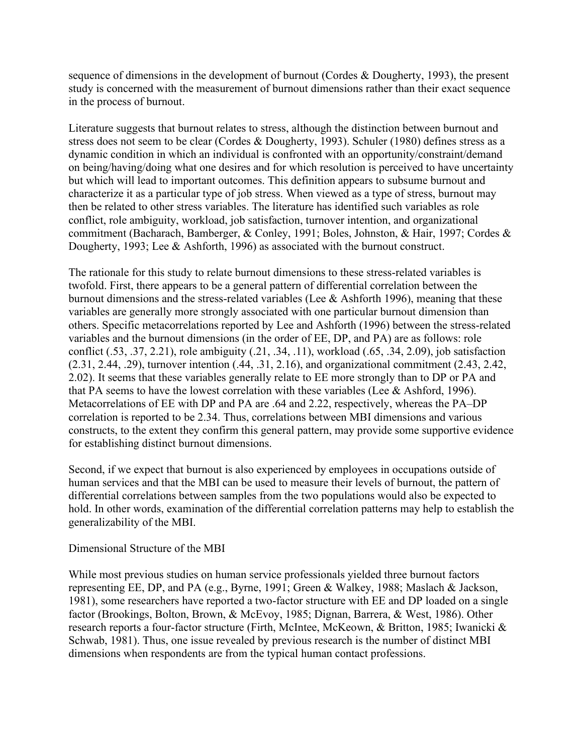sequence of dimensions in the development of burnout (Cordes & Dougherty, 1993), the present study is concerned with the measurement of burnout dimensions rather than their exact sequence in the process of burnout.

Literature suggests that burnout relates to stress, although the distinction between burnout and stress does not seem to be clear (Cordes & Dougherty, 1993). Schuler (1980) defines stress as a dynamic condition in which an individual is confronted with an opportunity/constraint/demand on being/having/doing what one desires and for which resolution is perceived to have uncertainty but which will lead to important outcomes. This definition appears to subsume burnout and characterize it as a particular type of job stress. When viewed as a type of stress, burnout may then be related to other stress variables. The literature has identified such variables as role conflict, role ambiguity, workload, job satisfaction, turnover intention, and organizational commitment (Bacharach, Bamberger, & Conley, 1991; Boles, Johnston, & Hair, 1997; Cordes & Dougherty, 1993; Lee & Ashforth, 1996) as associated with the burnout construct.

The rationale for this study to relate burnout dimensions to these stress-related variables is twofold. First, there appears to be a general pattern of differential correlation between the burnout dimensions and the stress-related variables (Lee & Ashforth 1996), meaning that these variables are generally more strongly associated with one particular burnout dimension than others. Specific metacorrelations reported by Lee and Ashforth (1996) between the stress-related variables and the burnout dimensions (in the order of EE, DP, and PA) are as follows: role conflict (.53, .37, 2.21), role ambiguity (.21, .34, .11), workload (.65, .34, 2.09), job satisfaction (2.31, 2.44, .29), turnover intention (.44, .31, 2.16), and organizational commitment (2.43, 2.42, 2.02). It seems that these variables generally relate to EE more strongly than to DP or PA and that PA seems to have the lowest correlation with these variables (Lee & Ashford, 1996). Metacorrelations of EE with DP and PA are .64 and 2.22, respectively, whereas the PA–DP correlation is reported to be 2.34. Thus, correlations between MBI dimensions and various constructs, to the extent they confirm this general pattern, may provide some supportive evidence for establishing distinct burnout dimensions.

Second, if we expect that burnout is also experienced by employees in occupations outside of human services and that the MBI can be used to measure their levels of burnout, the pattern of differential correlations between samples from the two populations would also be expected to hold. In other words, examination of the differential correlation patterns may help to establish the generalizability of the MBI.

## Dimensional Structure of the MBI

While most previous studies on human service professionals yielded three burnout factors representing EE, DP, and PA (e.g., Byrne, 1991; Green & Walkey, 1988; Maslach & Jackson, 1981), some researchers have reported a two-factor structure with EE and DP loaded on a single factor (Brookings, Bolton, Brown, & McEvoy, 1985; Dignan, Barrera, & West, 1986). Other research reports a four-factor structure (Firth, McIntee, McKeown, & Britton, 1985; Iwanicki & Schwab, 1981). Thus, one issue revealed by previous research is the number of distinct MBI dimensions when respondents are from the typical human contact professions.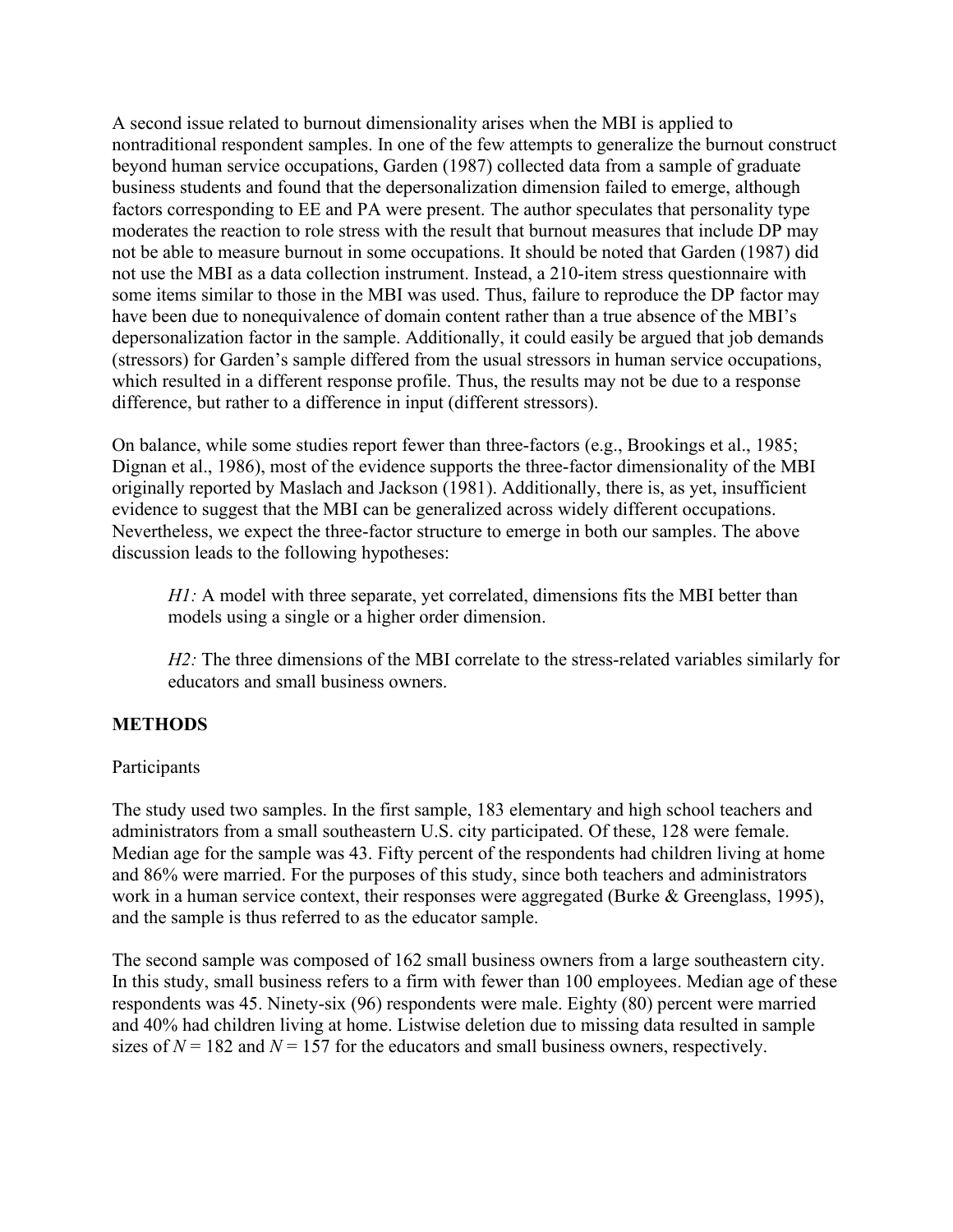A second issue related to burnout dimensionality arises when the MBI is applied to nontraditional respondent samples. In one of the few attempts to generalize the burnout construct beyond human service occupations, Garden (1987) collected data from a sample of graduate business students and found that the depersonalization dimension failed to emerge, although factors corresponding to EE and PA were present. The author speculates that personality type moderates the reaction to role stress with the result that burnout measures that include DP may not be able to measure burnout in some occupations. It should be noted that Garden (1987) did not use the MBI as a data collection instrument. Instead, a 210-item stress questionnaire with some items similar to those in the MBI was used. Thus, failure to reproduce the DP factor may have been due to nonequivalence of domain content rather than a true absence of the MBI's depersonalization factor in the sample. Additionally, it could easily be argued that job demands (stressors) for Garden's sample differed from the usual stressors in human service occupations, which resulted in a different response profile. Thus, the results may not be due to a response difference, but rather to a difference in input (different stressors).

On balance, while some studies report fewer than three-factors (e.g., Brookings et al., 1985; Dignan et al., 1986), most of the evidence supports the three-factor dimensionality of the MBI originally reported by Maslach and Jackson (1981). Additionally, there is, as yet, insufficient evidence to suggest that the MBI can be generalized across widely different occupations. Nevertheless, we expect the three-factor structure to emerge in both our samples. The above discussion leads to the following hypotheses:

> *H1:* A model with three separate, yet correlated, dimensions fits the MBI better than models using a single or a higher order dimension.
>
> *H2:* The three dimensions of the MBI correlate to the stress-related variables similarly for educators and small business owners.

## METHODS

### Participants

The study used two samples. In the first sample, 183 elementary and high school teachers and administrators from a small southeastern U.S. city participated. Of these, 128 were female. Median age for the sample was 43. Fifty percent of the respondents had children living at home and 86% were married. For the purposes of this study, since both teachers and administrators work in a human service context, their responses were aggregated (Burke & Greenglass, 1995), and the sample is thus referred to as the educator sample.

The second sample was composed of 162 small business owners from a large southeastern city. In this study, small business refers to a firm with fewer than 100 employees. Median age of these respondents was 45. Ninety-six (96) respondents were male. Eighty (80) percent were married and 40% had children living at home. Listwise deletion due to missing data resulted in sample sizes of $N = 182$ and $N = 157$ for the educators and small business owners, respectively.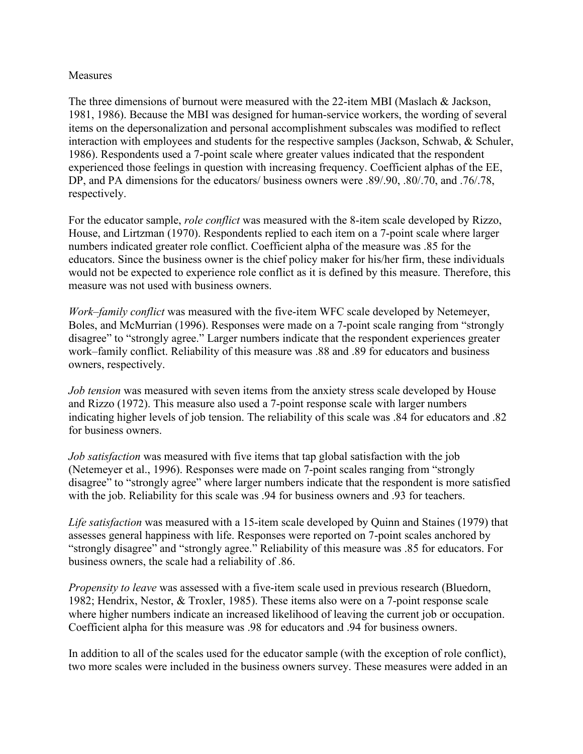## Measures

The three dimensions of burnout were measured with the 22-item MBI (Maslach & Jackson, 1981, 1986). Because the MBI was designed for human-service workers, the wording of several items on the depersonalization and personal accomplishment subscales was modified to reflect interaction with employees and students for the respective samples (Jackson, Schwab, & Schuler, 1986). Respondents used a 7-point scale where greater values indicated that the respondent experienced those feelings in question with increasing frequency. Coefficient alphas of the EE, DP, and PA dimensions for the educators/ business owners were .89/.90, .80/.70, and .76/.78, respectively.

For the educator sample, *role conflict* was measured with the 8-item scale developed by Rizzo, House, and Lirtzman (1970). Respondents replied to each item on a 7-point scale where larger numbers indicated greater role conflict. Coefficient alpha of the measure was .85 for the educators. Since the business owner is the chief policy maker for his/her firm, these individuals would not be expected to experience role conflict as it is defined by this measure. Therefore, this measure was not used with business owners.

*Work–family conflict* was measured with the five-item WFC scale developed by Netemeyer, Boles, and McMurrian (1996). Responses were made on a 7-point scale ranging from "strongly disagree" to "strongly agree." Larger numbers indicate that the respondent experiences greater work–family conflict. Reliability of this measure was .88 and .89 for educators and business owners, respectively.

*Job tension* was measured with seven items from the anxiety stress scale developed by House and Rizzo (1972). This measure also used a 7-point response scale with larger numbers indicating higher levels of job tension. The reliability of this scale was .84 for educators and .82 for business owners.

*Job satisfaction* was measured with five items that tap global satisfaction with the job (Netemeyer et al., 1996). Responses were made on 7-point scales ranging from "strongly disagree" to "strongly agree" where larger numbers indicate that the respondent is more satisfied with the job. Reliability for this scale was .94 for business owners and .93 for teachers.

*Life satisfaction* was measured with a 15-item scale developed by Quinn and Staines (1979) that assesses general happiness with life. Responses were reported on 7-point scales anchored by "strongly disagree" and "strongly agree." Reliability of this measure was .85 for educators. For business owners, the scale had a reliability of .86.

*Propensity to leave* was assessed with a five-item scale used in previous research (Bluedorn, 1982; Hendrix, Nestor, & Troxler, 1985). These items also were on a 7-point response scale where higher numbers indicate an increased likelihood of leaving the current job or occupation. Coefficient alpha for this measure was .98 for educators and .94 for business owners.

In addition to all of the scales used for the educator sample (with the exception of role conflict), two more scales were included in the business owners survey. These measures were added in an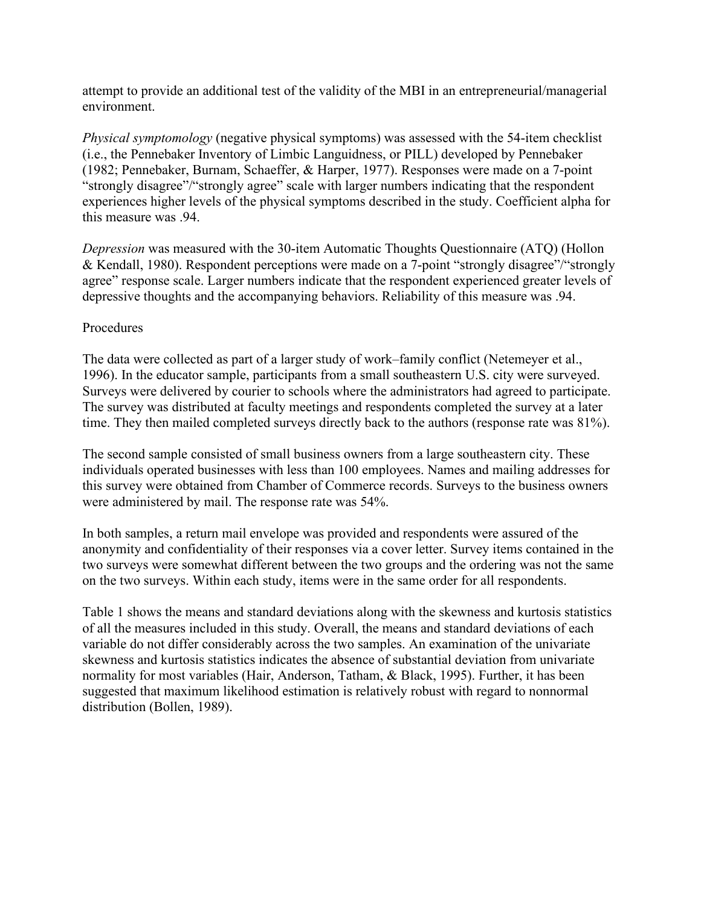attempt to provide an additional test of the validity of the MBI in an entrepreneurial/managerial environment.

*Physical symptomology* (negative physical symptoms) was assessed with the 54-item checklist (i.e., the Pennebaker Inventory of Limbic Languidness, or PILL) developed by Pennebaker (1982; Pennebaker, Burnam, Schaeffer, & Harper, 1977). Responses were made on a 7-point "strongly disagree"/"strongly agree" scale with larger numbers indicating that the respondent experiences higher levels of the physical symptoms described in the study. Coefficient alpha for this measure was .94.

*Depression* was measured with the 30-item Automatic Thoughts Questionnaire (ATQ) (Hollon & Kendall, 1980). Respondent perceptions were made on a 7-point "strongly disagree"/"strongly agree" response scale. Larger numbers indicate that the respondent experienced greater levels of depressive thoughts and the accompanying behaviors. Reliability of this measure was .94.

Procedures

The data were collected as part of a larger study of work–family conflict (Netemeyer et al., 1996). In the educator sample, participants from a small southeastern U.S. city were surveyed. Surveys were delivered by courier to schools where the administrators had agreed to participate. The survey was distributed at faculty meetings and respondents completed the survey at a later time. They then mailed completed surveys directly back to the authors (response rate was 81%).

The second sample consisted of small business owners from a large southeastern city. These individuals operated businesses with less than 100 employees. Names and mailing addresses for this survey were obtained from Chamber of Commerce records. Surveys to the business owners were administered by mail. The response rate was 54%.

In both samples, a return mail envelope was provided and respondents were assured of the anonymity and confidentiality of their responses via a cover letter. Survey items contained in the two surveys were somewhat different between the two groups and the ordering was not the same on the two surveys. Within each study, items were in the same order for all respondents.

Table 1 shows the means and standard deviations along with the skewness and kurtosis statistics of all the measures included in this study. Overall, the means and standard deviations of each variable do not differ considerably across the two samples. An examination of the univariate skewness and kurtosis statistics indicates the absence of substantial deviation from univariate normality for most variables (Hair, Anderson, Tatham, & Black, 1995). Further, it has been suggested that maximum likelihood estimation is relatively robust with regard to nonnormal distribution (Bollen, 1989).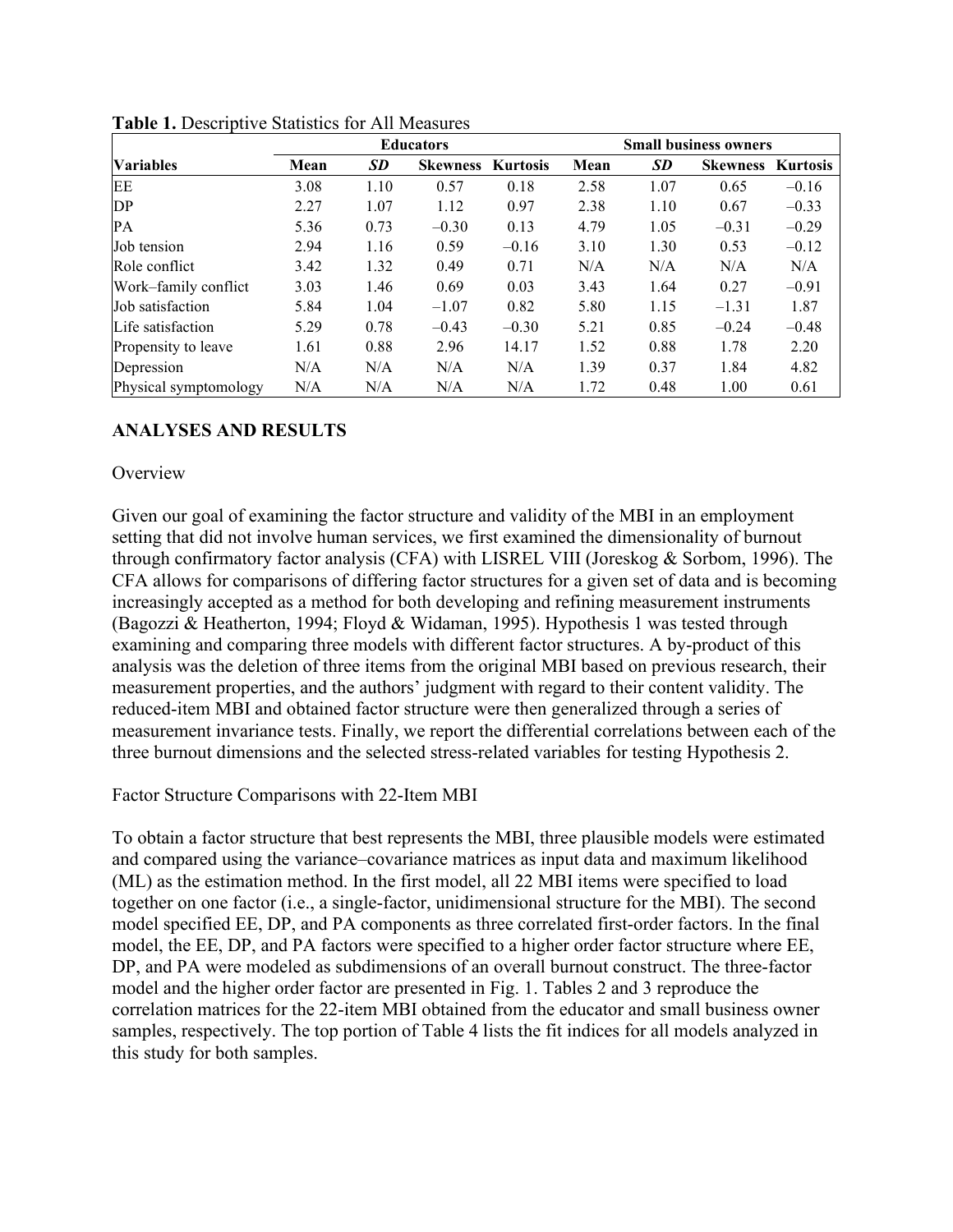**Table 1.** Descriptive Statistics for All Measures

| | Educators | | | | Small business owners | | | |
|---|---|---|---|---|---|---|---|---|
| **Variables** | **Mean** | ***SD*** | **Skewness** | **Kurtosis** | **Mean** | ***SD*** | **Skewness** | **Kurtosis** |
| EE | 3.08 | 1.10 | 0.57 | 0.18 | 2.58 | 1.07 | 0.65 | –0.16 |
| DP | 2.27 | 1.07 | 1.12 | 0.97 | 2.38 | 1.10 | 0.67 | –0.33 |
| PA | 5.36 | 0.73 | –0.30 | 0.13 | 4.79 | 1.05 | –0.31 | –0.29 |
| Job tension | 2.94 | 1.16 | 0.59 | –0.16 | 3.10 | 1.30 | 0.53 | –0.12 |
| Role conflict | 3.42 | 1.32 | 0.49 | 0.71 | N/A | N/A | N/A | N/A |
| Work–family conflict | 3.03 | 1.46 | 0.69 | 0.03 | 3.43 | 1.64 | 0.27 | –0.91 |
| Job satisfaction | 5.84 | 1.04 | –1.07 | 0.82 | 5.80 | 1.15 | –1.31 | 1.87 |
| Life satisfaction | 5.29 | 0.78 | –0.43 | –0.30 | 5.21 | 0.85 | –0.24 | –0.48 |
| Propensity to leave | 1.61 | 0.88 | 2.96 | 14.17 | 1.52 | 0.88 | 1.78 | 2.20 |
| Depression | N/A | N/A | N/A | N/A | 1.39 | 0.37 | 1.84 | 4.82 |
| Physical symptomology | N/A | N/A | N/A | N/A | 1.72 | 0.48 | 1.00 | 0.61 |

## ANALYSES AND RESULTS

### Overview

Given our goal of examining the factor structure and validity of the MBI in an employment setting that did not involve human services, we first examined the dimensionality of burnout through confirmatory factor analysis (CFA) with LISREL VIII (Joreskog & Sorbom, 1996). The CFA allows for comparisons of differing factor structures for a given set of data and is becoming increasingly accepted as a method for both developing and refining measurement instruments (Bagozzi & Heatherton, 1994; Floyd & Widaman, 1995). Hypothesis 1 was tested through examining and comparing three models with different factor structures. A by-product of this analysis was the deletion of three items from the original MBI based on previous research, their measurement properties, and the authors' judgment with regard to their content validity. The reduced-item MBI and obtained factor structure were then generalized through a series of measurement invariance tests. Finally, we report the differential correlations between each of the three burnout dimensions and the selected stress-related variables for testing Hypothesis 2.

### Factor Structure Comparisons with 22-Item MBI

To obtain a factor structure that best represents the MBI, three plausible models were estimated and compared using the variance–covariance matrices as input data and maximum likelihood (ML) as the estimation method. In the first model, all 22 MBI items were specified to load together on one factor (i.e., a single-factor, unidimensional structure for the MBI). The second model specified EE, DP, and PA components as three correlated first-order factors. In the final model, the EE, DP, and PA factors were specified to a higher order factor structure where EE, DP, and PA were modeled as subdimensions of an overall burnout construct. The three-factor model and the higher order factor are presented in Fig. 1. Tables 2 and 3 reproduce the correlation matrices for the 22-item MBI obtained from the educator and small business owner samples, respectively. The top portion of Table 4 lists the fit indices for all models analyzed in this study for both samples.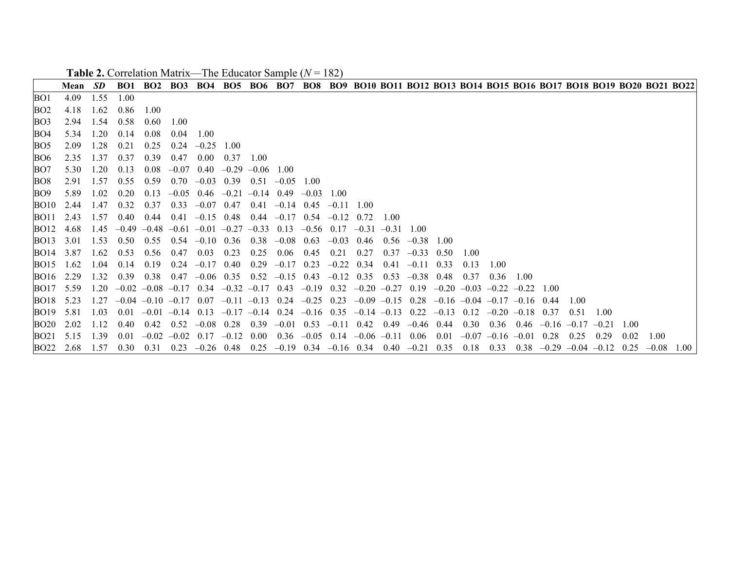**Table 2.** Correlation Matrix—The Educator Sample ($N$ = 182)

| | Mean | *SD* | BO1 | BO2 | BO3 | BO4 | BO5 | BO6 | BO7 | BO8 | BO9 | BO10 | BO11 | BO12 | BO13 | BO14 | BO15 | BO16 | BO17 | BO18 | BO19 | BO20 | BO21 | BO22 |
|---|---|---|---|---|---|---|---|---|---|---|---|---|---|---|---|---|---|---|---|---|---|---|---|---|
| BO1 | 4.09 | 1.55 | 1.00 | | | | | | | | | | | | | | | | | | | | | |
| BO2 | 4.18 | 1.62 | 0.86 | 1.00 | | | | | | | | | | | | | | | | | | | | |
| BO3 | 2.94 | 1.54 | 0.58 | 0.60 | 1.00 | | | | | | | | | | | | | | | | | | | |
| BO4 | 5.34 | 1.20 | 0.14 | 0.08 | 0.04 | 1.00 | | | | | | | | | | | | | | | | | | |
| BO5 | 2.09 | 1.28 | 0.21 | 0.25 | 0.24 | –0.25 | 1.00 | | | | | | | | | | | | | | | | | |
| BO6 | 2.35 | 1.37 | 0.37 | 0.39 | 0.47 | 0.00 | 0.37 | 1.00 | | | | | | | | | | | | | | | | |
| BO7 | 5.30 | 1.20 | 0.13 | 0.08 | –0.07 | 0.40 | –0.29 | –0.06 | 1.00 | | | | | | | | | | | | | | | |
| BO8 | 2.91 | 1.57 | 0.55 | 0.59 | 0.70 | –0.03 | 0.39 | 0.51 | –0.05 | 1.00 | | | | | | | | | | | | | | |
| BO9 | 5.89 | 1.02 | 0.20 | 0.13 | –0.05 | 0.46 | –0.21 | –0.14 | 0.49 | –0.03 | 1.00 | | | | | | | | | | | | | |
| BO10 | 2.44 | 1.47 | 0.32 | 0.37 | 0.33 | –0.07 | 0.47 | 0.41 | –0.14 | 0.45 | –0.11 | 1.00 | | | | | | | | | | | | |
| BO11 | 2.43 | 1.57 | 0.40 | 0.44 | 0.41 | –0.15 | 0.48 | 0.44 | –0.17 | 0.54 | –0.12 | 0.72 | 1.00 | | | | | | | | | | | |
| BO12 | 4.68 | 1.45 | –0.49 | –0.48 | –0.61 | –0.01 | –0.27 | –0.33 | 0.13 | –0.56 | 0.17 | –0.31 | –0.31 | 1.00 | | | | | | | | | | |
| BO13 | 3.01 | 1.53 | 0.50 | 0.55 | 0.54 | –0.10 | 0.36 | 0.38 | –0.08 | 0.63 | –0.03 | 0.46 | 0.56 | –0.38 | 1.00 | | | | | | | | | |
| BO14 | 3.87 | 1.62 | 0.53 | 0.56 | 0.47 | 0.03 | 0.23 | 0.25 | 0.06 | 0.45 | 0.21 | 0.27 | 0.37 | –0.33 | 0.50 | 1.00 | | | | | | | | |
| BO15 | 1.62 | 1.04 | 0.14 | 0.19 | 0.24 | –0.17 | 0.40 | 0.29 | –0.17 | 0.23 | –0.22 | 0.34 | 0.41 | –0.11 | 0.33 | 0.13 | 1.00 | | | | | | | |
| BO16 | 2.29 | 1.32 | 0.39 | 0.38 | 0.47 | –0.06 | 0.35 | 0.52 | –0.15 | 0.43 | –0.12 | 0.35 | 0.53 | –0.38 | 0.48 | 0.37 | 0.36 | 1.00 | | | | | | |
| BO17 | 5.59 | 1.20 | –0.02 | –0.08 | –0.17 | 0.34 | –0.32 | –0.17 | 0.43 | –0.19 | 0.32 | –0.20 | –0.27 | 0.19 | –0.20 | –0.03 | –0.22 | –0.22 | 1.00 | | | | | |
| BO18 | 5.23 | 1.27 | –0.04 | –0.10 | –0.17 | 0.07 | –0.11 | –0.13 | 0.24 | –0.25 | 0.23 | –0.09 | –0.15 | 0.28 | –0.16 | –0.04 | –0.17 | –0.16 | 0.44 | 1.00 | | | | |
| BO19 | 5.81 | 1.03 | 0.01 | –0.01 | –0.14 | 0.13 | –0.17 | –0.14 | 0.24 | –0.16 | 0.35 | –0.14 | –0.13 | 0.22 | –0.13 | 0.12 | –0.20 | –0.18 | 0.37 | 0.51 | 1.00 | | | |
| BO20 | 2.02 | 1.12 | 0.40 | 0.42 | 0.52 | –0.08 | 0.28 | 0.39 | –0.01 | 0.53 | –0.11 | 0.42 | 0.49 | –0.46 | 0.44 | 0.30 | 0.36 | 0.46 | –0.16 | –0.17 | –0.21 | 1.00 | | |
| BO21 | 5.15 | 1.39 | 0.01 | –0.02 | –0.02 | 0.17 | –0.12 | 0.00 | 0.36 | –0.05 | 0.14 | –0.06 | –0.11 | 0.06 | 0.01 | –0.07 | –0.16 | –0.01 | 0.28 | 0.25 | 0.29 | 0.02 | 1.00 | |
| BO22 | 2.68 | 1.57 | 0.30 | 0.31 | 0.23 | –0.26 | 0.48 | 0.25 | –0.19 | 0.34 | –0.16 | 0.34 | 0.40 | –0.21 | 0.35 | 0.18 | 0.33 | 0.38 | –0.29 | –0.04 | –0.12 | 0.25 | –0.08 | 1.00 |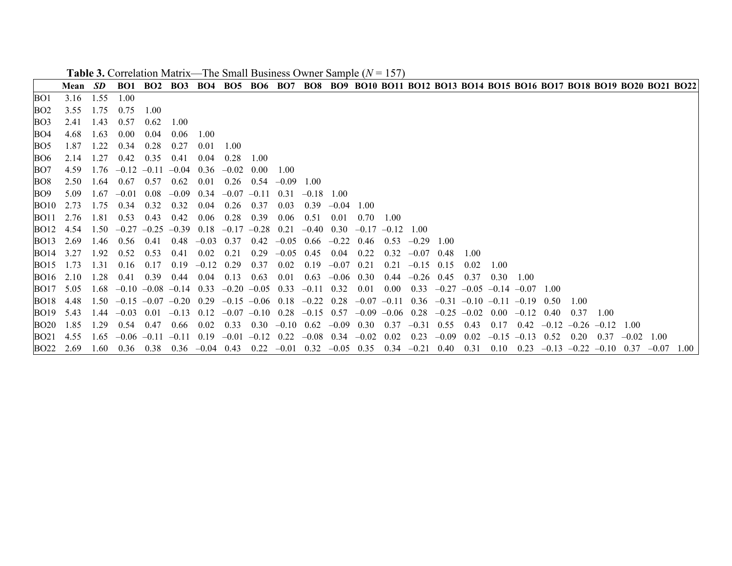**Table 3.** Correlation Matrix—The Small Business Owner Sample ($N$ = 157)

| | Mean | *SD* | BO1 | BO2 | BO3 | BO4 | BO5 | BO6 | BO7 | BO8 | BO9 | BO10 | BO11 | BO12 | BO13 | BO14 | BO15 | BO16 | BO17 | BO18 | BO19 | BO20 | BO21 | BO22 |
|---|---|---|---|---|---|---|---|---|---|---|---|---|---|---|---|---|---|---|---|---|---|---|---|---|
| BO1 | 3.16 | 1.55 | 1.00 | | | | | | | | | | | | | | | | | | | | | |
| BO2 | 3.55 | 1.75 | 0.75 | 1.00 | | | | | | | | | | | | | | | | | | | | |
| BO3 | 2.41 | 1.43 | 0.57 | 0.62 | 1.00 | | | | | | | | | | | | | | | | | | | |
| BO4 | 4.68 | 1.63 | 0.00 | 0.04 | 0.06 | 1.00 | | | | | | | | | | | | | | | | | | |
| BO5 | 1.87 | 1.22 | 0.34 | 0.28 | 0.27 | 0.01 | 1.00 | | | | | | | | | | | | | | | | | |
| BO6 | 2.14 | 1.27 | 0.42 | 0.35 | 0.41 | 0.04 | 0.28 | 1.00 | | | | | | | | | | | | | | | | |
| BO7 | 4.59 | 1.76 | –0.12 | –0.11 | –0.04 | 0.36 | –0.02 | 0.00 | 1.00 | | | | | | | | | | | | | | | |
| BO8 | 2.50 | 1.64 | 0.67 | 0.57 | 0.62 | 0.01 | 0.26 | 0.54 | –0.09 | 1.00 | | | | | | | | | | | | | | |
| BO9 | 5.09 | 1.67 | –0.01 | 0.08 | –0.09 | 0.34 | –0.07 | –0.11 | 0.31 | –0.18 | 1.00 | | | | | | | | | | | | | |
| BO10 | 2.73 | 1.75 | 0.34 | 0.32 | 0.32 | 0.04 | 0.26 | 0.37 | 0.03 | 0.39 | –0.04 | 1.00 | | | | | | | | | | | | |
| BO11 | 2.76 | 1.81 | 0.53 | 0.43 | 0.42 | 0.06 | 0.28 | 0.39 | 0.06 | 0.51 | 0.01 | 0.70 | 1.00 | | | | | | | | | | | |
| BO12 | 4.54 | 1.50 | –0.27 | –0.25 | –0.39 | 0.18 | –0.17 | –0.28 | 0.21 | –0.40 | 0.30 | –0.17 | –0.12 | 1.00 | | | | | | | | | | |
| BO13 | 2.69 | 1.46 | 0.56 | 0.41 | 0.48 | –0.03 | 0.37 | 0.42 | –0.05 | 0.66 | –0.22 | 0.46 | 0.53 | –0.29 | 1.00 | | | | | | | | | |
| BO14 | 3.27 | 1.92 | 0.52 | 0.53 | 0.41 | 0.02 | 0.21 | 0.29 | –0.05 | 0.45 | 0.04 | 0.22 | 0.32 | –0.07 | 0.48 | 1.00 | | | | | | | | |
| BO15 | 1.73 | 1.31 | 0.16 | 0.17 | 0.19 | –0.12 | 0.29 | 0.37 | 0.02 | 0.19 | –0.07 | 0.21 | 0.21 | –0.15 | 0.15 | 0.02 | 1.00 | | | | | | | |
| BO16 | 2.10 | 1.28 | 0.41 | 0.39 | 0.44 | 0.04 | 0.13 | 0.63 | 0.01 | 0.63 | –0.06 | 0.30 | 0.44 | –0.26 | 0.45 | 0.37 | 0.30 | 1.00 | | | | | | |
| BO17 | 5.05 | 1.68 | –0.10 | –0.08 | –0.14 | 0.33 | –0.20 | –0.05 | 0.33 | –0.11 | 0.32 | 0.01 | 0.00 | 0.33 | –0.27 | –0.05 | –0.14 | –0.07 | 1.00 | | | | | |
| BO18 | 4.48 | 1.50 | –0.15 | –0.07 | –0.20 | 0.29 | –0.15 | –0.06 | 0.18 | –0.22 | 0.28 | –0.07 | –0.11 | 0.36 | –0.31 | –0.10 | –0.11 | –0.19 | 0.50 | 1.00 | | | | |
| BO19 | 5.43 | 1.44 | –0.03 | 0.01 | –0.13 | 0.12 | –0.07 | –0.10 | 0.28 | –0.15 | 0.57 | –0.09 | –0.06 | 0.28 | –0.25 | –0.02 | 0.00 | –0.12 | 0.40 | 0.37 | 1.00 | | | |
| BO20 | 1.85 | 1.29 | 0.54 | 0.47 | 0.66 | 0.02 | 0.33 | 0.30 | –0.10 | 0.62 | –0.09 | 0.30 | 0.37 | –0.31 | 0.55 | 0.43 | 0.17 | 0.42 | –0.12 | –0.26 | –0.12 | 1.00 | | |
| BO21 | 4.55 | 1.65 | –0.06 | –0.11 | –0.11 | 0.19 | –0.01 | –0.12 | 0.22 | –0.08 | 0.34 | –0.02 | 0.02 | 0.23 | –0.09 | 0.02 | –0.15 | –0.13 | 0.52 | 0.20 | 0.37 | –0.02 | 1.00 | |
| BO22 | 2.69 | 1.60 | 0.36 | 0.38 | 0.36 | –0.04 | 0.43 | 0.22 | –0.01 | 0.32 | –0.05 | 0.35 | 0.34 | –0.21 | 0.40 | 0.31 | 0.10 | 0.23 | –0.13 | –0.22 | –0.10 | 0.37 | –0.07 | 1.00 |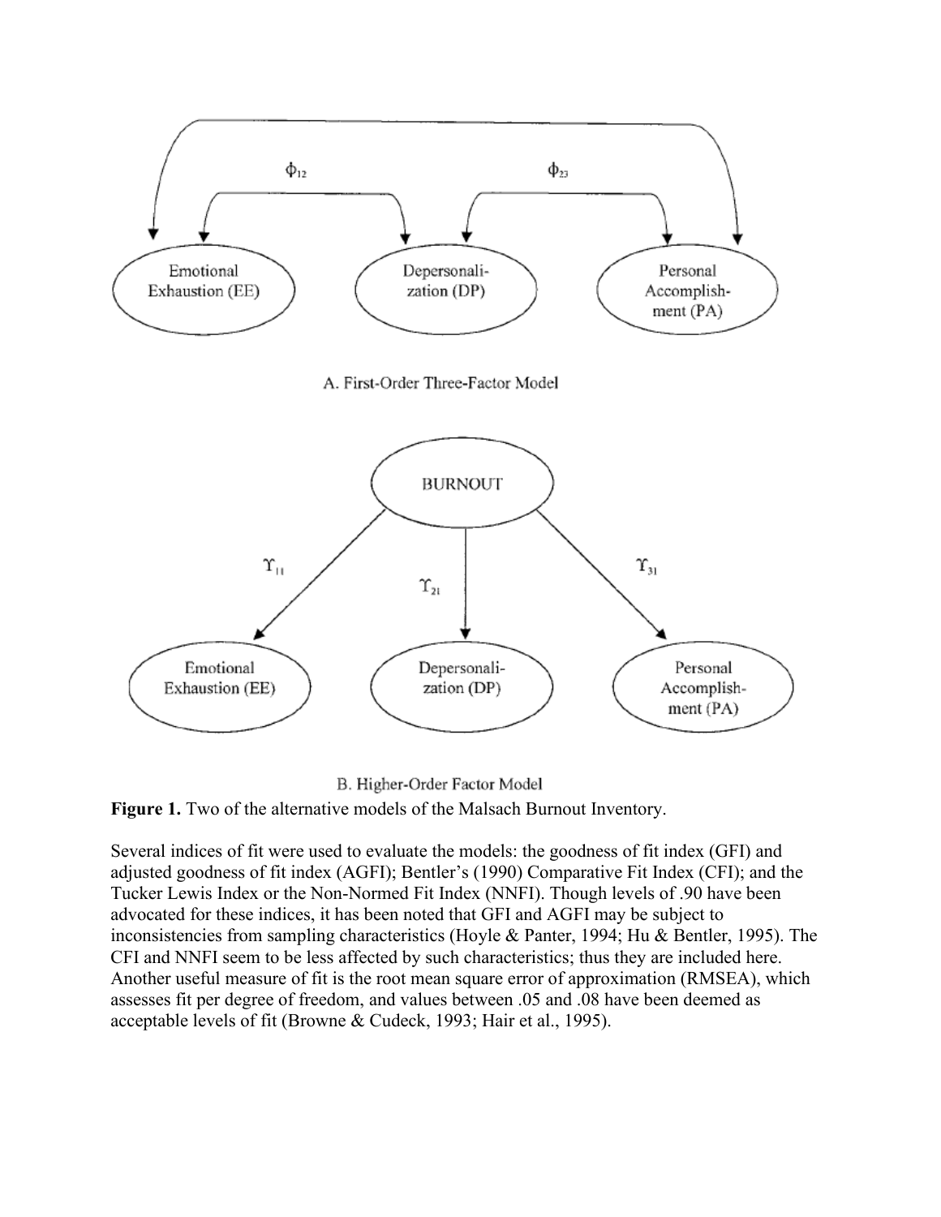A. First-Order Three-Factor Model

B. Higher-Order Factor Model

**Figure 1.** Two of the alternative models of the Malsach Burnout Inventory.

Several indices of fit were used to evaluate the models: the goodness of fit index (GFI) and adjusted goodness of fit index (AGFI); Bentler's (1990) Comparative Fit Index (CFI); and the Tucker Lewis Index or the Non-Normed Fit Index (NNFI). Though levels of .90 have been advocated for these indices, it has been noted that GFI and AGFI may be subject to inconsistencies from sampling characteristics (Hoyle & Panter, 1994; Hu & Bentler, 1995). The CFI and NNFI seem to be less affected by such characteristics; thus they are included here. Another useful measure of fit is the root mean square error of approximation (RMSEA), which assesses fit per degree of freedom, and values between .05 and .08 have been deemed as acceptable levels of fit (Browne & Cudeck, 1993; Hair et al., 1995).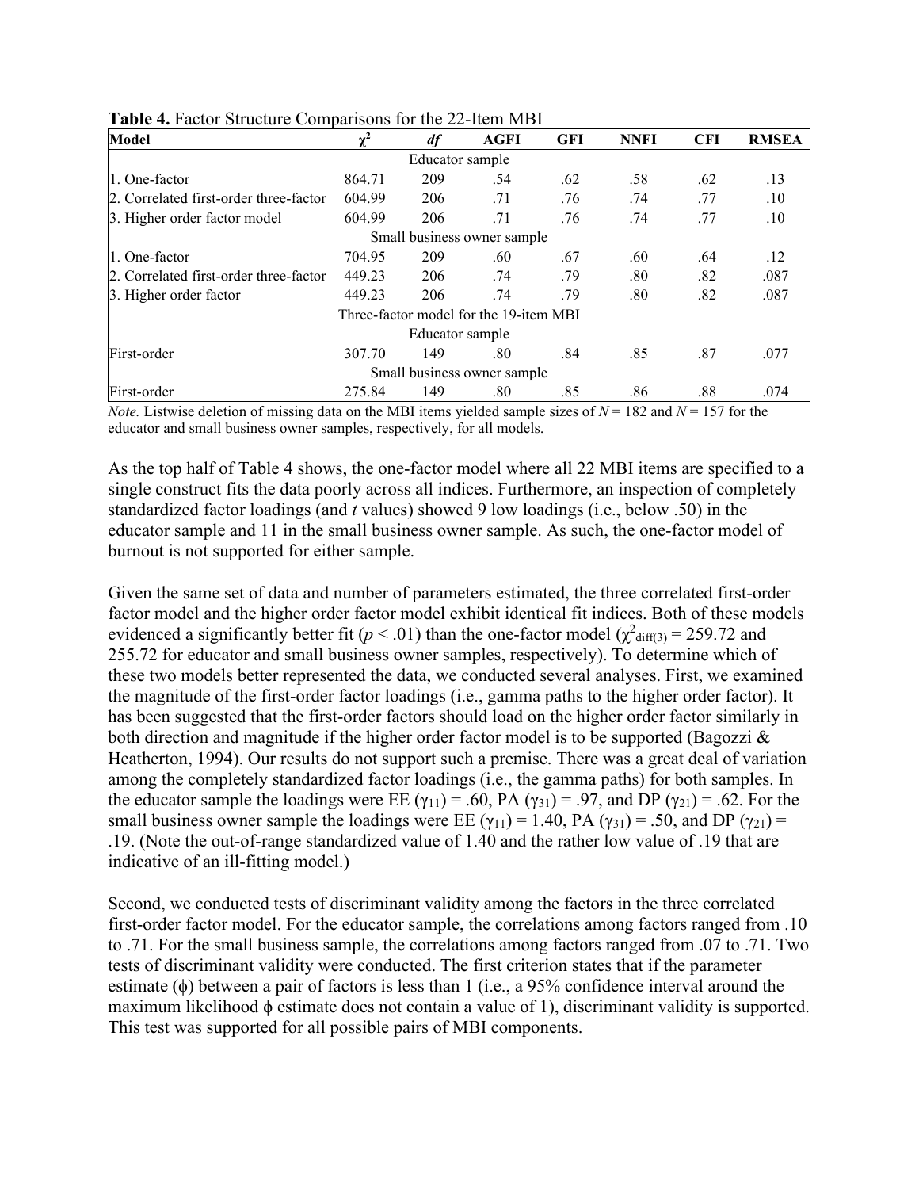**Table 4.** Factor Structure Comparisons for the 22-Item MBI

| Model | $\chi^2$ | *df* | AGFI | GFI | NNFI | CFI | RMSEA |
|---|---|---|---|---|---|---|---|
| | | | Educator sample | | | | |
| 1. One-factor | 864.71 | 209 | .54 | .62 | .58 | .62 | .13 |
| 2. Correlated first-order three-factor | 604.99 | 206 | .71 | .76 | .74 | .77 | .10 |
| 3. Higher order factor model | 604.99 | 206 | .71 | .76 | .74 | .77 | .10 |
| | | | Small business owner sample | | | | |
| 1. One-factor | 704.95 | 209 | .60 | .67 | .60 | .64 | .12 |
| 2. Correlated first-order three-factor | 449.23 | 206 | .74 | .79 | .80 | .82 | .087 |
| 3. Higher order factor | 449.23 | 206 | .74 | .79 | .80 | .82 | .087 |
| | | | Three-factor model for the 19-item MBI | | | | |
| | | | Educator sample | | | | |
| First-order | 307.70 | 149 | .80 | .84 | .85 | .87 | .077 |
| | | | Small business owner sample | | | | |
| First-order | 275.84 | 149 | .80 | .85 | .86 | .88 | .074 |

*Note.* Listwise deletion of missing data on the MBI items yielded sample sizes of $N = 182$ and $N = 157$ for the educator and small business owner samples, respectively, for all models.

As the top half of Table 4 shows, the one-factor model where all 22 MBI items are specified to a single construct fits the data poorly across all indices. Furthermore, an inspection of completely standardized factor loadings (and *t* values) showed 9 low loadings (i.e., below .50) in the educator sample and 11 in the small business owner sample. As such, the one-factor model of burnout is not supported for either sample.

Given the same set of data and number of parameters estimated, the three correlated first-order factor model and the higher order factor model exhibit identical fit indices. Both of these models evidenced a significantly better fit ($p < .01$) than the one-factor model ($\chi^2_{\text{diff}(3)} = 259.72$ and 255.72 for educator and small business owner samples, respectively). To determine which of these two models better represented the data, we conducted several analyses. First, we examined the magnitude of the first-order factor loadings (i.e., gamma paths to the higher order factor). It has been suggested that the first-order factors should load on the higher order factor similarly in both direction and magnitude if the higher order factor model is to be supported (Bagozzi & Heatherton, 1994). Our results do not support such a premise. There was a great deal of variation among the completely standardized factor loadings (i.e., the gamma paths) for both samples. In the educator sample the loadings were EE ($\gamma_{11}$) = .60, PA ($\gamma_{31}$) = .97, and DP ($\gamma_{21}$) = .62. For the small business owner sample the loadings were EE ($\gamma_{11}$) = 1.40, PA ($\gamma_{31}$) = .50, and DP ($\gamma_{21}$) = .19. (Note the out-of-range standardized value of 1.40 and the rather low value of .19 that are indicative of an ill-fitting model.)

Second, we conducted tests of discriminant validity among the factors in the three correlated first-order factor model. For the educator sample, the correlations among factors ranged from .10 to .71. For the small business sample, the correlations among factors ranged from .07 to .71. Two tests of discriminant validity were conducted. The first criterion states that if the parameter estimate ($\phi$) between a pair of factors is less than 1 (i.e., a 95% confidence interval around the maximum likelihood $\phi$ estimate does not contain a value of 1), discriminant validity is supported. This test was supported for all possible pairs of MBI components.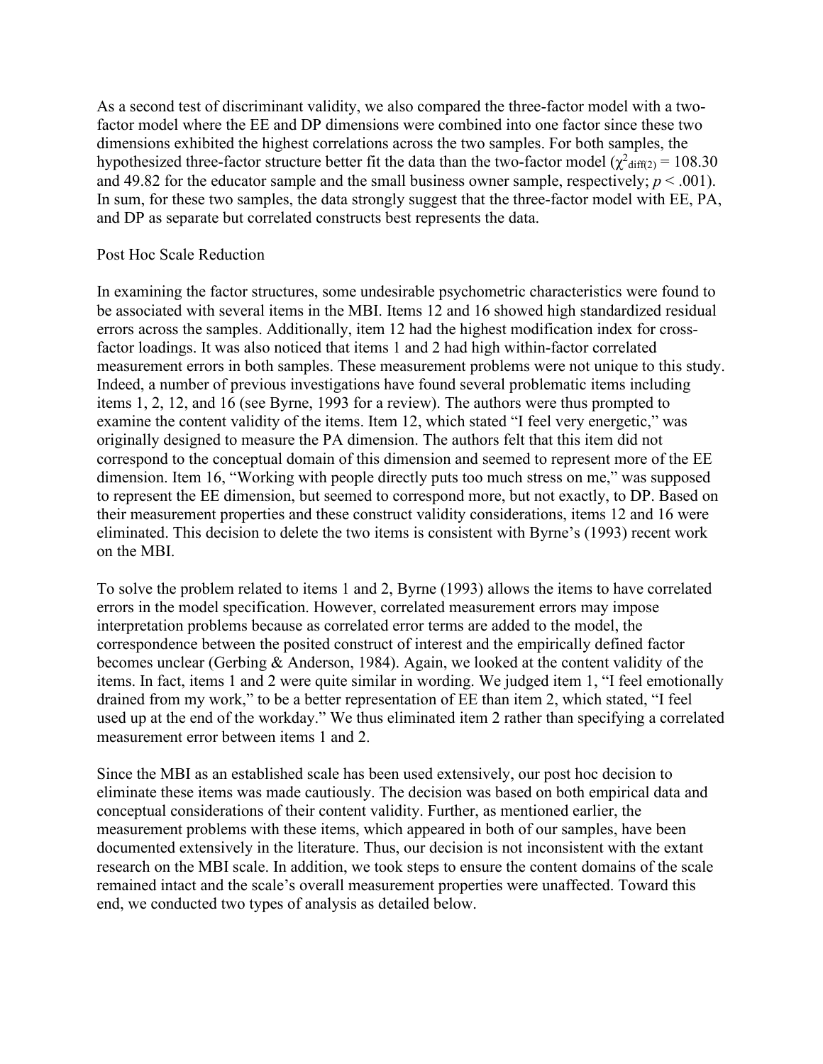As a second test of discriminant validity, we also compared the three-factor model with a two-factor model where the EE and DP dimensions were combined into one factor since these two dimensions exhibited the highest correlations across the two samples. For both samples, the hypothesized three-factor structure better fit the data than the two-factor model ($\chi^2_{diff(2)} = 108.30$ and 49.82 for the educator sample and the small business owner sample, respectively; $p < .001$). In sum, for these two samples, the data strongly suggest that the three-factor model with EE, PA, and DP as separate but correlated constructs best represents the data.

## Post Hoc Scale Reduction

In examining the factor structures, some undesirable psychometric characteristics were found to be associated with several items in the MBI. Items 12 and 16 showed high standardized residual errors across the samples. Additionally, item 12 had the highest modification index for cross-factor loadings. It was also noticed that items 1 and 2 had high within-factor correlated measurement errors in both samples. These measurement problems were not unique to this study. Indeed, a number of previous investigations have found several problematic items including items 1, 2, 12, and 16 (see Byrne, 1993 for a review). The authors were thus prompted to examine the content validity of the items. Item 12, which stated "I feel very energetic," was originally designed to measure the PA dimension. The authors felt that this item did not correspond to the conceptual domain of this dimension and seemed to represent more of the EE dimension. Item 16, "Working with people directly puts too much stress on me," was supposed to represent the EE dimension, but seemed to correspond more, but not exactly, to DP. Based on their measurement properties and these construct validity considerations, items 12 and 16 were eliminated. This decision to delete the two items is consistent with Byrne's (1993) recent work on the MBI.

To solve the problem related to items 1 and 2, Byrne (1993) allows the items to have correlated errors in the model specification. However, correlated measurement errors may impose interpretation problems because as correlated error terms are added to the model, the correspondence between the posited construct of interest and the empirically defined factor becomes unclear (Gerbing & Anderson, 1984). Again, we looked at the content validity of the items. In fact, items 1 and 2 were quite similar in wording. We judged item 1, "I feel emotionally drained from my work," to be a better representation of EE than item 2, which stated, "I feel used up at the end of the workday." We thus eliminated item 2 rather than specifying a correlated measurement error between items 1 and 2.

Since the MBI as an established scale has been used extensively, our post hoc decision to eliminate these items was made cautiously. The decision was based on both empirical data and conceptual considerations of their content validity. Further, as mentioned earlier, the measurement problems with these items, which appeared in both of our samples, have been documented extensively in the literature. Thus, our decision is not inconsistent with the extant research on the MBI scale. In addition, we took steps to ensure the content domains of the scale remained intact and the scale's overall measurement properties were unaffected. Toward this end, we conducted two types of analysis as detailed below.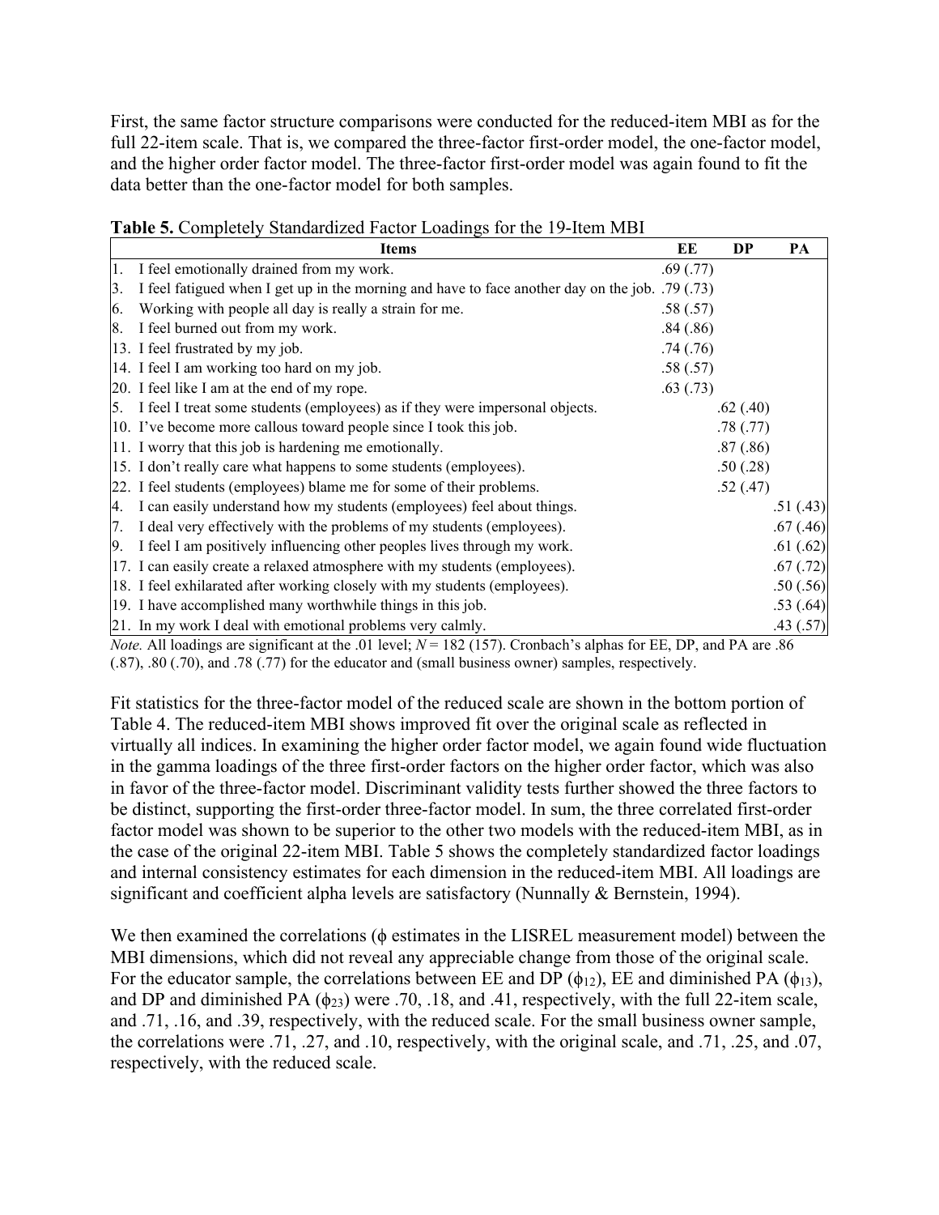First, the same factor structure comparisons were conducted for the reduced-item MBI as for the full 22-item scale. That is, we compared the three-factor first-order model, the one-factor model, and the higher order factor model. The three-factor first-order model was again found to fit the data better than the one-factor model for both samples.

**Table 5.** Completely Standardized Factor Loadings for the 19-Item MBI

| Items | EE | DP | PA |
|---|---|---|---|
| 1. I feel emotionally drained from my work. | .69 (.77) | | |
| 3. I feel fatigued when I get up in the morning and have to face another day on the job. | .79 (.73) | | |
| 6. Working with people all day is really a strain for me. | .58 (.57) | | |
| 8. I feel burned out from my work. | .84 (.86) | | |
| 13. I feel frustrated by my job. | .74 (.76) | | |
| 14. I feel I am working too hard on my job. | .58 (.57) | | |
| 20. I feel like I am at the end of my rope. | .63 (.73) | | |
| 5. I feel I treat some students (employees) as if they were impersonal objects. | | .62 (.40) | |
| 10. I've become more callous toward people since I took this job. | | .78 (.77) | |
| 11. I worry that this job is hardening me emotionally. | | .87 (.86) | |
| 15. I don't really care what happens to some students (employees). | | .50 (.28) | |
| 22. I feel students (employees) blame me for some of their problems. | | .52 (.47) | |
| 4. I can easily understand how my students (employees) feel about things. | | | .51 (.43) |
| 7. I deal very effectively with the problems of my students (employees). | | | .67 (.46) |
| 9. I feel I am positively influencing other peoples lives through my work. | | | .61 (.62) |
| 17. I can easily create a relaxed atmosphere with my students (employees). | | | .67 (.72) |
| 18. I feel exhilarated after working closely with my students (employees). | | | .50 (.56) |
| 19. I have accomplished many worthwhile things in this job. | | | .53 (.64) |
| 21. In my work I deal with emotional problems very calmly. | | | .43 (.57) |

*Note.* All loadings are significant at the .01 level; $N = 182$ (157). Cronbach's alphas for EE, DP, and PA are .86 (.87), .80 (.70), and .78 (.77) for the educator and (small business owner) samples, respectively.

Fit statistics for the three-factor model of the reduced scale are shown in the bottom portion of Table 4. The reduced-item MBI shows improved fit over the original scale as reflected in virtually all indices. In examining the higher order factor model, we again found wide fluctuation in the gamma loadings of the three first-order factors on the higher order factor, which was also in favor of the three-factor model. Discriminant validity tests further showed the three factors to be distinct, supporting the first-order three-factor model. In sum, the three correlated first-order factor model was shown to be superior to the other two models with the reduced-item MBI, as in the case of the original 22-item MBI. Table 5 shows the completely standardized factor loadings and internal consistency estimates for each dimension in the reduced-item MBI. All loadings are significant and coefficient alpha levels are satisfactory (Nunnally & Bernstein, 1994).

We then examined the correlations ($\phi$ estimates in the LISREL measurement model) between the MBI dimensions, which did not reveal any appreciable change from those of the original scale. For the educator sample, the correlations between EE and DP ($\phi_{12}$), EE and diminished PA ($\phi_{13}$), and DP and diminished PA ($\phi_{23}$) were .70, .18, and .41, respectively, with the full 22-item scale, and .71, .16, and .39, respectively, with the reduced scale. For the small business owner sample, the correlations were .71, .27, and .10, respectively, with the original scale, and .71, .25, and .07, respectively, with the reduced scale.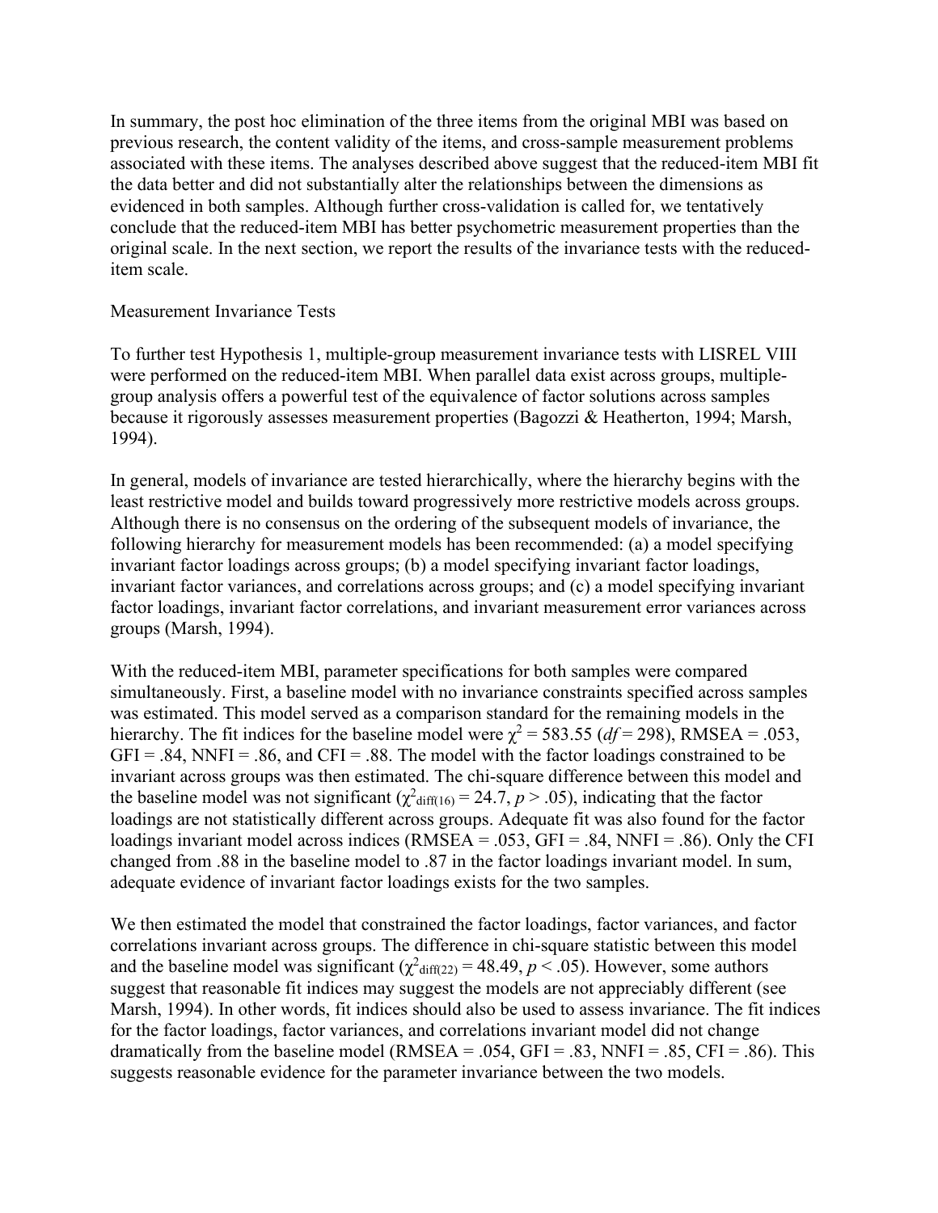In summary, the post hoc elimination of the three items from the original MBI was based on previous research, the content validity of the items, and cross-sample measurement problems associated with these items. The analyses described above suggest that the reduced-item MBI fit the data better and did not substantially alter the relationships between the dimensions as evidenced in both samples. Although further cross-validation is called for, we tentatively conclude that the reduced-item MBI has better psychometric measurement properties than the original scale. In the next section, we report the results of the invariance tests with the reduced-item scale.

## Measurement Invariance Tests

To further test Hypothesis 1, multiple-group measurement invariance tests with LISREL VIII were performed on the reduced-item MBI. When parallel data exist across groups, multiple-group analysis offers a powerful test of the equivalence of factor solutions across samples because it rigorously assesses measurement properties (Bagozzi & Heatherton, 1994; Marsh, 1994).

In general, models of invariance are tested hierarchically, where the hierarchy begins with the least restrictive model and builds toward progressively more restrictive models across groups. Although there is no consensus on the ordering of the subsequent models of invariance, the following hierarchy for measurement models has been recommended: (a) a model specifying invariant factor loadings across groups; (b) a model specifying invariant factor loadings, invariant factor variances, and correlations across groups; and (c) a model specifying invariant factor loadings, invariant factor correlations, and invariant measurement error variances across groups (Marsh, 1994).

With the reduced-item MBI, parameter specifications for both samples were compared simultaneously. First, a baseline model with no invariance constraints specified across samples was estimated. This model served as a comparison standard for the remaining models in the hierarchy. The fit indices for the baseline model were $\chi^2 = 583.55$ ($df = 298$), RMSEA = .053, GFI = .84, NNFI = .86, and CFI = .88. The model with the factor loadings constrained to be invariant across groups was then estimated. The chi-square difference between this model and the baseline model was not significant ($\chi^2_{\text{diff}(16)} = 24.7$, $p > .05$), indicating that the factor loadings are not statistically different across groups. Adequate fit was also found for the factor loadings invariant model across indices (RMSEA = .053, GFI = .84, NNFI = .86). Only the CFI changed from .88 in the baseline model to .87 in the factor loadings invariant model. In sum, adequate evidence of invariant factor loadings exists for the two samples.

We then estimated the model that constrained the factor loadings, factor variances, and factor correlations invariant across groups. The difference in chi-square statistic between this model and the baseline model was significant ($\chi^2_{\text{diff}(22)} = 48.49$, $p < .05$). However, some authors suggest that reasonable fit indices may suggest the models are not appreciably different (see Marsh, 1994). In other words, fit indices should also be used to assess invariance. The fit indices for the factor loadings, factor variances, and correlations invariant model did not change dramatically from the baseline model (RMSEA = .054, GFI = .83, NNFI = .85, CFI = .86). This suggests reasonable evidence for the parameter invariance between the two models.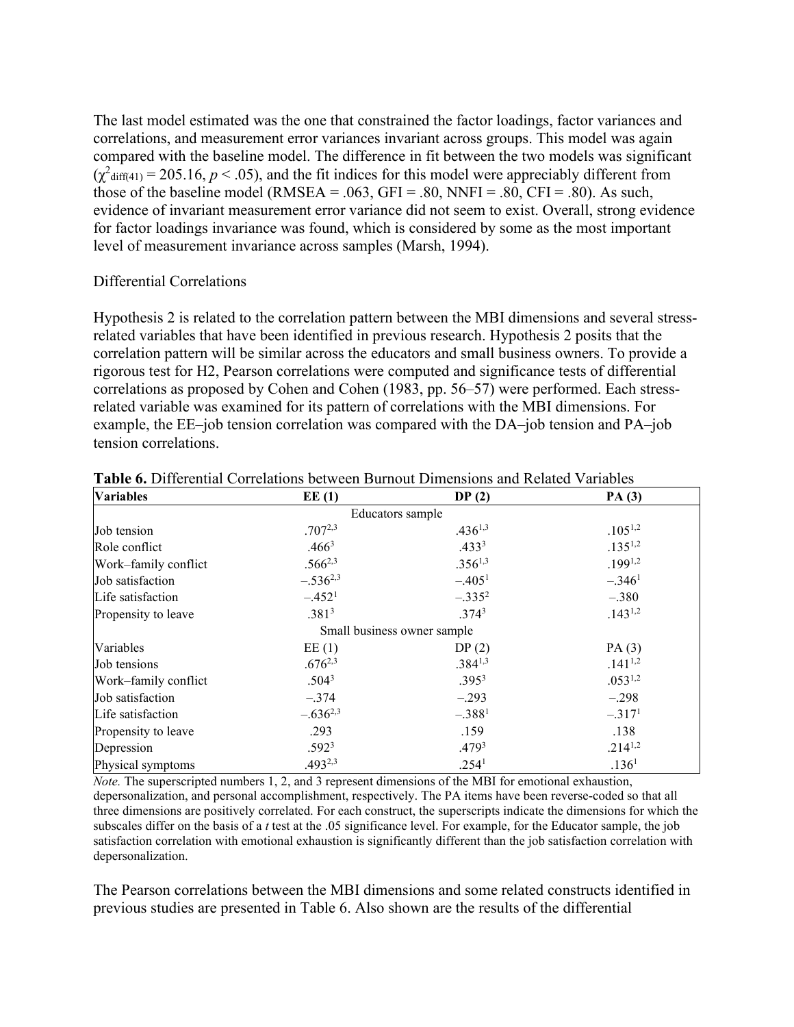The last model estimated was the one that constrained the factor loadings, factor variances and correlations, and measurement error variances invariant across groups. This model was again compared with the baseline model. The difference in fit between the two models was significant ($\chi^2_{\text{diff}(41)} = 205.16$, $p < .05$), and the fit indices for this model were appreciably different from those of the baseline model (RMSEA = .063, GFI = .80, NNFI = .80, CFI = .80). As such, evidence of invariant measurement error variance did not seem to exist. Overall, strong evidence for factor loadings invariance was found, which is considered by some as the most important level of measurement invariance across samples (Marsh, 1994).

## Differential Correlations

Hypothesis 2 is related to the correlation pattern between the MBI dimensions and several stress-related variables that have been identified in previous research. Hypothesis 2 posits that the correlation pattern will be similar across the educators and small business owners. To provide a rigorous test for H2, Pearson correlations were computed and significance tests of differential correlations as proposed by Cohen and Cohen (1983, pp. 56–57) were performed. Each stress-related variable was examined for its pattern of correlations with the MBI dimensions. For example, the EE–job tension correlation was compared with the DA–job tension and PA–job tension correlations.

**Table 6.** Differential Correlations between Burnout Dimensions and Related Variables

| **Variables** | **EE (1)** | **DP (2)** | **PA (3)** |
|---|---|---|---|
| | Educators sample | | |
| Job tension | $.707^{2,3}$ | $.436^{1,3}$ | $.105^{1,2}$ |
| Role conflict | $.466^{3}$ | $.433^{3}$ | $.135^{1,2}$ |
| Work–family conflict | $.566^{2,3}$ | $.356^{1,3}$ | $.199^{1,2}$ |
| Job satisfaction | $-.536^{2,3}$ | $-.405^{1}$ | $-.346^{1}$ |
| Life satisfaction | $-.452^{1}$ | $-.335^{2}$ | $-.380$ |
| Propensity to leave | $.381^{3}$ | $.374^{3}$ | $.143^{1,2}$ |
| | Small business owner sample | | |
| Variables | EE (1) | DP (2) | PA (3) |
| Job tensions | $.676^{2,3}$ | $.384^{1,3}$ | $.141^{1,2}$ |
| Work–family conflict | $.504^{3}$ | $.395^{3}$ | $.053^{1,2}$ |
| Job satisfaction | $-.374$ | $-.293$ | $-.298$ |
| Life satisfaction | $-.636^{2,3}$ | $-.388^{1}$ | $-.317^{1}$ |
| Propensity to leave | .293 | .159 | .138 |
| Depression | $.592^{3}$ | $.479^{3}$ | $.214^{1,2}$ |
| Physical symptoms | $.493^{2,3}$ | $.254^{1}$ | $.136^{1}$ |

*Note.* The superscripted numbers 1, 2, and 3 represent dimensions of the MBI for emotional exhaustion, depersonalization, and personal accomplishment, respectively. The PA items have been reverse-coded so that all three dimensions are positively correlated. For each construct, the superscripts indicate the dimensions for which the subscales differ on the basis of a *t* test at the .05 significance level. For example, for the Educator sample, the job satisfaction correlation with emotional exhaustion is significantly different than the job satisfaction correlation with depersonalization.

The Pearson correlations between the MBI dimensions and some related constructs identified in previous studies are presented in Table 6. Also shown are the results of the differential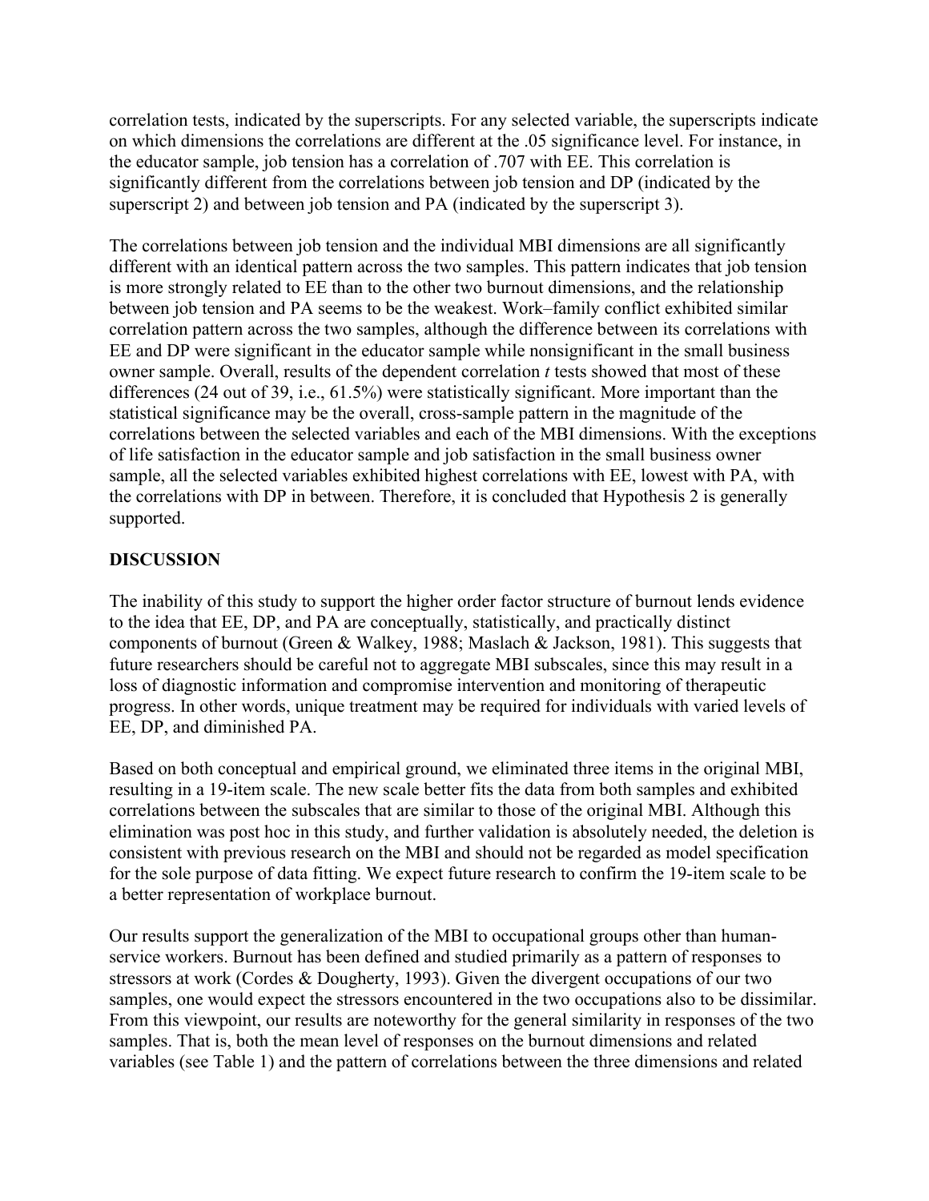correlation tests, indicated by the superscripts. For any selected variable, the superscripts indicate on which dimensions the correlations are different at the .05 significance level. For instance, in the educator sample, job tension has a correlation of .707 with EE. This correlation is significantly different from the correlations between job tension and DP (indicated by the superscript 2) and between job tension and PA (indicated by the superscript 3).

The correlations between job tension and the individual MBI dimensions are all significantly different with an identical pattern across the two samples. This pattern indicates that job tension is more strongly related to EE than to the other two burnout dimensions, and the relationship between job tension and PA seems to be the weakest. Work–family conflict exhibited similar correlation pattern across the two samples, although the difference between its correlations with EE and DP were significant in the educator sample while nonsignificant in the small business owner sample. Overall, results of the dependent correlation *t* tests showed that most of these differences (24 out of 39, i.e., 61.5%) were statistically significant. More important than the statistical significance may be the overall, cross-sample pattern in the magnitude of the correlations between the selected variables and each of the MBI dimensions. With the exceptions of life satisfaction in the educator sample and job satisfaction in the small business owner sample, all the selected variables exhibited highest correlations with EE, lowest with PA, with the correlations with DP in between. Therefore, it is concluded that Hypothesis 2 is generally supported.

## DISCUSSION

The inability of this study to support the higher order factor structure of burnout lends evidence to the idea that EE, DP, and PA are conceptually, statistically, and practically distinct components of burnout (Green & Walkey, 1988; Maslach & Jackson, 1981). This suggests that future researchers should be careful not to aggregate MBI subscales, since this may result in a loss of diagnostic information and compromise intervention and monitoring of therapeutic progress. In other words, unique treatment may be required for individuals with varied levels of EE, DP, and diminished PA.

Based on both conceptual and empirical ground, we eliminated three items in the original MBI, resulting in a 19-item scale. The new scale better fits the data from both samples and exhibited correlations between the subscales that are similar to those of the original MBI. Although this elimination was post hoc in this study, and further validation is absolutely needed, the deletion is consistent with previous research on the MBI and should not be regarded as model specification for the sole purpose of data fitting. We expect future research to confirm the 19-item scale to be a better representation of workplace burnout.

Our results support the generalization of the MBI to occupational groups other than human-service workers. Burnout has been defined and studied primarily as a pattern of responses to stressors at work (Cordes & Dougherty, 1993). Given the divergent occupations of our two samples, one would expect the stressors encountered in the two occupations also to be dissimilar. From this viewpoint, our results are noteworthy for the general similarity in responses of the two samples. That is, both the mean level of responses on the burnout dimensions and related variables (see Table 1) and the pattern of correlations between the three dimensions and related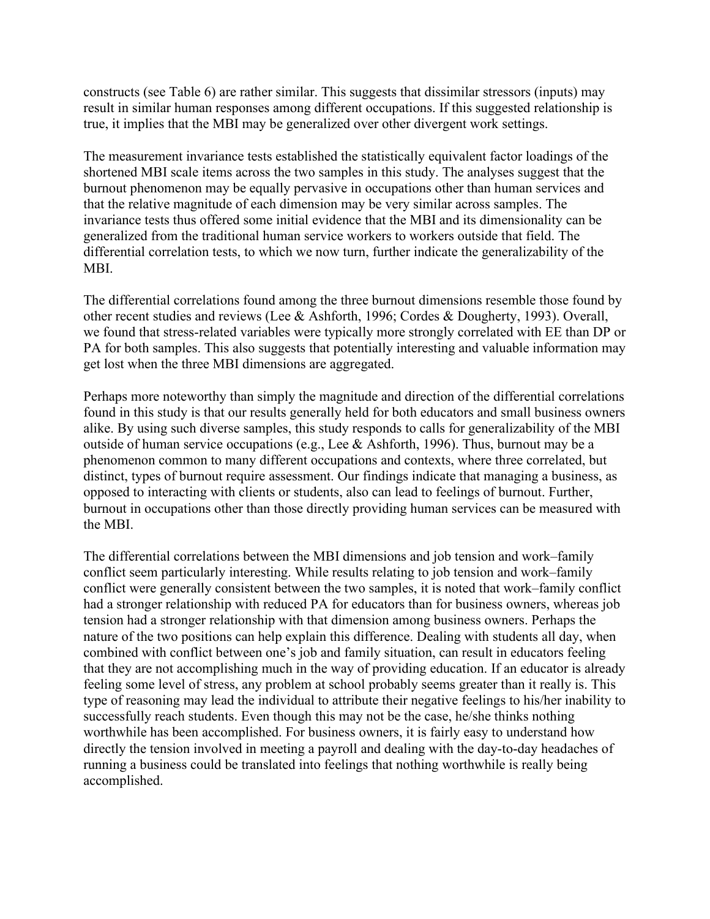constructs (see Table 6) are rather similar. This suggests that dissimilar stressors (inputs) may result in similar human responses among different occupations. If this suggested relationship is true, it implies that the MBI may be generalized over other divergent work settings.

The measurement invariance tests established the statistically equivalent factor loadings of the shortened MBI scale items across the two samples in this study. The analyses suggest that the burnout phenomenon may be equally pervasive in occupations other than human services and that the relative magnitude of each dimension may be very similar across samples. The invariance tests thus offered some initial evidence that the MBI and its dimensionality can be generalized from the traditional human service workers to workers outside that field. The differential correlation tests, to which we now turn, further indicate the generalizability of the MBI.

The differential correlations found among the three burnout dimensions resemble those found by other recent studies and reviews (Lee & Ashforth, 1996; Cordes & Dougherty, 1993). Overall, we found that stress-related variables were typically more strongly correlated with EE than DP or PA for both samples. This also suggests that potentially interesting and valuable information may get lost when the three MBI dimensions are aggregated.

Perhaps more noteworthy than simply the magnitude and direction of the differential correlations found in this study is that our results generally held for both educators and small business owners alike. By using such diverse samples, this study responds to calls for generalizability of the MBI outside of human service occupations (e.g., Lee & Ashforth, 1996). Thus, burnout may be a phenomenon common to many different occupations and contexts, where three correlated, but distinct, types of burnout require assessment. Our findings indicate that managing a business, as opposed to interacting with clients or students, also can lead to feelings of burnout. Further, burnout in occupations other than those directly providing human services can be measured with the MBI.

The differential correlations between the MBI dimensions and job tension and work–family conflict seem particularly interesting. While results relating to job tension and work–family conflict were generally consistent between the two samples, it is noted that work–family conflict had a stronger relationship with reduced PA for educators than for business owners, whereas job tension had a stronger relationship with that dimension among business owners. Perhaps the nature of the two positions can help explain this difference. Dealing with students all day, when combined with conflict between one's job and family situation, can result in educators feeling that they are not accomplishing much in the way of providing education. If an educator is already feeling some level of stress, any problem at school probably seems greater than it really is. This type of reasoning may lead the individual to attribute their negative feelings to his/her inability to successfully reach students. Even though this may not be the case, he/she thinks nothing worthwhile has been accomplished. For business owners, it is fairly easy to understand how directly the tension involved in meeting a payroll and dealing with the day-to-day headaches of running a business could be translated into feelings that nothing worthwhile is really being accomplished.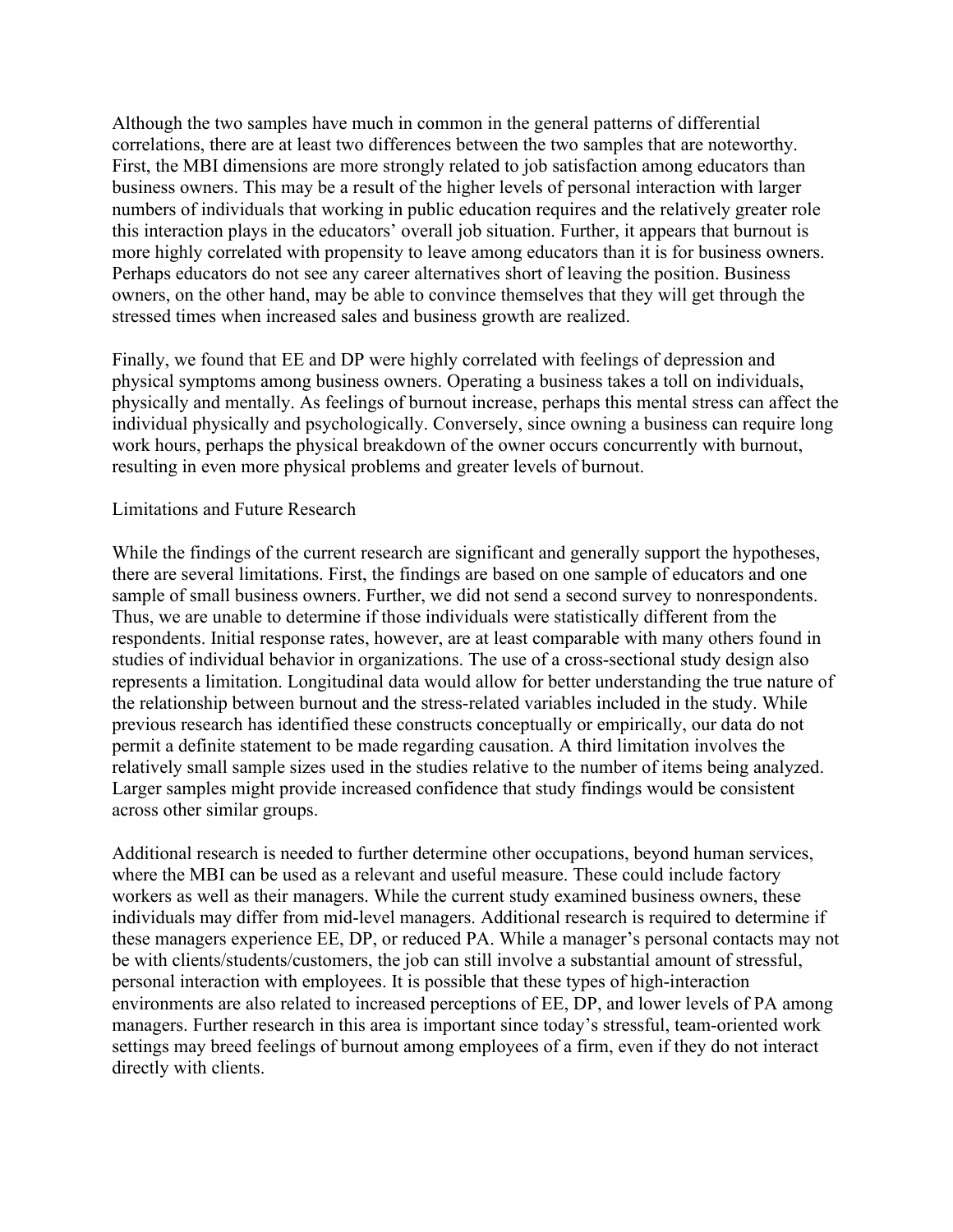Although the two samples have much in common in the general patterns of differential correlations, there are at least two differences between the two samples that are noteworthy. First, the MBI dimensions are more strongly related to job satisfaction among educators than business owners. This may be a result of the higher levels of personal interaction with larger numbers of individuals that working in public education requires and the relatively greater role this interaction plays in the educators' overall job situation. Further, it appears that burnout is more highly correlated with propensity to leave among educators than it is for business owners. Perhaps educators do not see any career alternatives short of leaving the position. Business owners, on the other hand, may be able to convince themselves that they will get through the stressed times when increased sales and business growth are realized.

Finally, we found that EE and DP were highly correlated with feelings of depression and physical symptoms among business owners. Operating a business takes a toll on individuals, physically and mentally. As feelings of burnout increase, perhaps this mental stress can affect the individual physically and psychologically. Conversely, since owning a business can require long work hours, perhaps the physical breakdown of the owner occurs concurrently with burnout, resulting in even more physical problems and greater levels of burnout.

## Limitations and Future Research

While the findings of the current research are significant and generally support the hypotheses, there are several limitations. First, the findings are based on one sample of educators and one sample of small business owners. Further, we did not send a second survey to nonrespondents. Thus, we are unable to determine if those individuals were statistically different from the respondents. Initial response rates, however, are at least comparable with many others found in studies of individual behavior in organizations. The use of a cross-sectional study design also represents a limitation. Longitudinal data would allow for better understanding the true nature of the relationship between burnout and the stress-related variables included in the study. While previous research has identified these constructs conceptually or empirically, our data do not permit a definite statement to be made regarding causation. A third limitation involves the relatively small sample sizes used in the studies relative to the number of items being analyzed. Larger samples might provide increased confidence that study findings would be consistent across other similar groups.

Additional research is needed to further determine other occupations, beyond human services, where the MBI can be used as a relevant and useful measure. These could include factory workers as well as their managers. While the current study examined business owners, these individuals may differ from mid-level managers. Additional research is required to determine if these managers experience EE, DP, or reduced PA. While a manager's personal contacts may not be with clients/students/customers, the job can still involve a substantial amount of stressful, personal interaction with employees. It is possible that these types of high-interaction environments are also related to increased perceptions of EE, DP, and lower levels of PA among managers. Further research in this area is important since today's stressful, team-oriented work settings may breed feelings of burnout among employees of a firm, even if they do not interact directly with clients.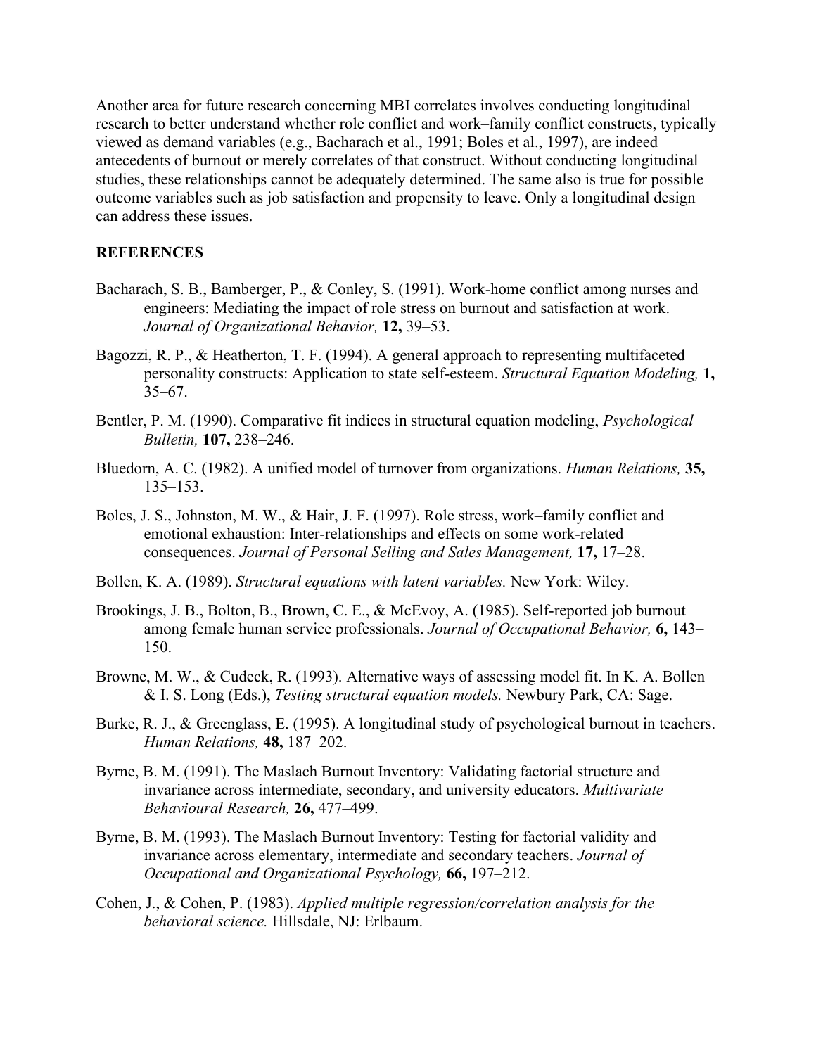Another area for future research concerning MBI correlates involves conducting longitudinal research to better understand whether role conflict and work–family conflict constructs, typically viewed as demand variables (e.g., Bacharach et al., 1991; Boles et al., 1997), are indeed antecedents of burnout or merely correlates of that construct. Without conducting longitudinal studies, these relationships cannot be adequately determined. The same also is true for possible outcome variables such as job satisfaction and propensity to leave. Only a longitudinal design can address these issues.

## REFERENCES

Bacharach, S. B., Bamberger, P., & Conley, S. (1991). Work-home conflict among nurses and engineers: Mediating the impact of role stress on burnout and satisfaction at work. *Journal of Organizational Behavior,* **12,** 39–53.

Bagozzi, R. P., & Heatherton, T. F. (1994). A general approach to representing multifaceted personality constructs: Application to state self-esteem. *Structural Equation Modeling,* **1,** 35–67.

Bentler, P. M. (1990). Comparative fit indices in structural equation modeling, *Psychological Bulletin,* **107,** 238–246.

Bluedorn, A. C. (1982). A unified model of turnover from organizations. *Human Relations,* **35,** 135–153.

Boles, J. S., Johnston, M. W., & Hair, J. F. (1997). Role stress, work–family conflict and emotional exhaustion: Inter-relationships and effects on some work-related consequences. *Journal of Personal Selling and Sales Management,* **17,** 17–28.

Bollen, K. A. (1989). *Structural equations with latent variables.* New York: Wiley.

Brookings, J. B., Bolton, B., Brown, C. E., & McEvoy, A. (1985). Self-reported job burnout among female human service professionals. *Journal of Occupational Behavior,* **6,** 143–150.

Browne, M. W., & Cudeck, R. (1993). Alternative ways of assessing model fit. In K. A. Bollen & I. S. Long (Eds.), *Testing structural equation models.* Newbury Park, CA: Sage.

Burke, R. J., & Greenglass, E. (1995). A longitudinal study of psychological burnout in teachers. *Human Relations,* **48,** 187–202.

Byrne, B. M. (1991). The Maslach Burnout Inventory: Validating factorial structure and invariance across intermediate, secondary, and university educators. *Multivariate Behavioural Research,* **26,** 477–499.

Byrne, B. M. (1993). The Maslach Burnout Inventory: Testing for factorial validity and invariance across elementary, intermediate and secondary teachers. *Journal of Occupational and Organizational Psychology,* **66,** 197–212.

Cohen, J., & Cohen, P. (1983). *Applied multiple regression/correlation analysis for the behavioral science.* Hillsdale, NJ: Erlbaum.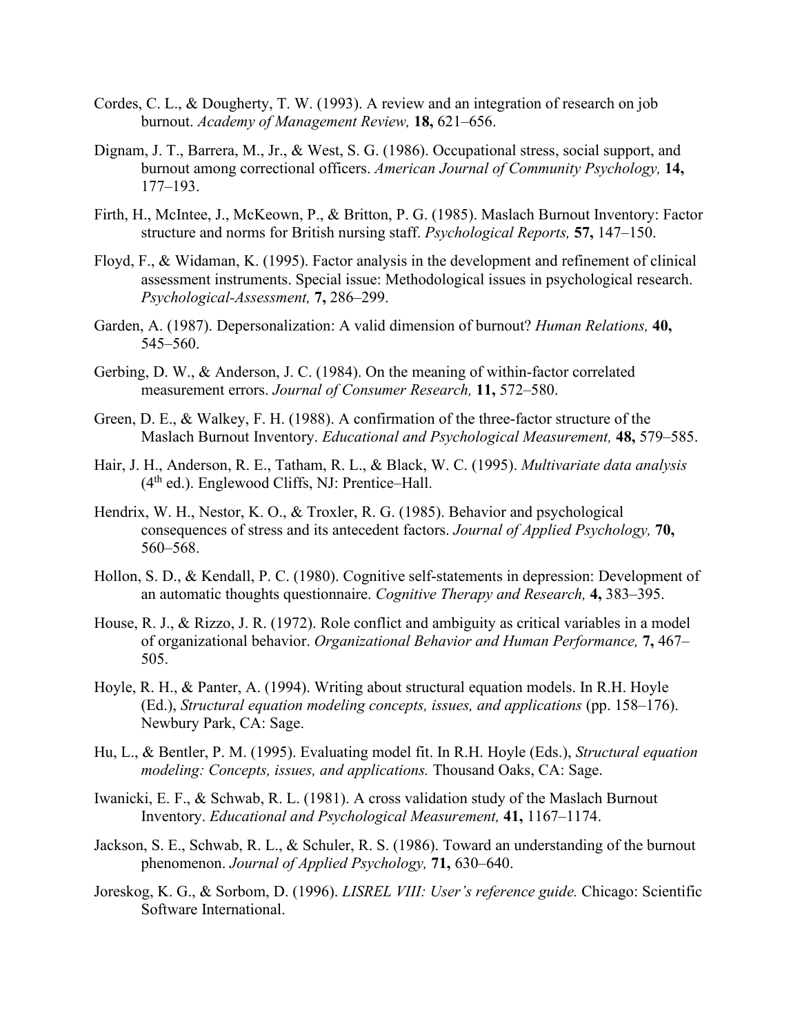Cordes, C. L., & Dougherty, T. W. (1993). A review and an integration of research on job burnout. *Academy of Management Review,* **18,** 621–656.

Dignam, J. T., Barrera, M., Jr., & West, S. G. (1986). Occupational stress, social support, and burnout among correctional officers. *American Journal of Community Psychology,* **14,** 177–193.

Firth, H., McIntee, J., McKeown, P., & Britton, P. G. (1985). Maslach Burnout Inventory: Factor structure and norms for British nursing staff. *Psychological Reports,* **57,** 147–150.

Floyd, F., & Widaman, K. (1995). Factor analysis in the development and refinement of clinical assessment instruments. Special issue: Methodological issues in psychological research. *Psychological-Assessment,* **7,** 286–299.

Garden, A. (1987). Depersonalization: A valid dimension of burnout? *Human Relations,* **40,** 545–560.

Gerbing, D. W., & Anderson, J. C. (1984). On the meaning of within-factor correlated measurement errors. *Journal of Consumer Research,* **11,** 572–580.

Green, D. E., & Walkey, F. H. (1988). A confirmation of the three-factor structure of the Maslach Burnout Inventory. *Educational and Psychological Measurement,* **48,** 579–585.

Hair, J. H., Anderson, R. E., Tatham, R. L., & Black, W. C. (1995). *Multivariate data analysis* (4th ed.). Englewood Cliffs, NJ: Prentice–Hall.

Hendrix, W. H., Nestor, K. O., & Troxler, R. G. (1985). Behavior and psychological consequences of stress and its antecedent factors. *Journal of Applied Psychology,* **70,** 560–568.

Hollon, S. D., & Kendall, P. C. (1980). Cognitive self-statements in depression: Development of an automatic thoughts questionnaire. *Cognitive Therapy and Research,* **4,** 383–395.

House, R. J., & Rizzo, J. R. (1972). Role conflict and ambiguity as critical variables in a model of organizational behavior. *Organizational Behavior and Human Performance,* **7,** 467–505.

Hoyle, R. H., & Panter, A. (1994). Writing about structural equation models. In R.H. Hoyle (Ed.), *Structural equation modeling concepts, issues, and applications* (pp. 158–176). Newbury Park, CA: Sage.

Hu, L., & Bentler, P. M. (1995). Evaluating model fit. In R.H. Hoyle (Eds.), *Structural equation modeling: Concepts, issues, and applications.* Thousand Oaks, CA: Sage.

Iwanicki, E. F., & Schwab, R. L. (1981). A cross validation study of the Maslach Burnout Inventory. *Educational and Psychological Measurement,* **41,** 1167–1174.

Jackson, S. E., Schwab, R. L., & Schuler, R. S. (1986). Toward an understanding of the burnout phenomenon. *Journal of Applied Psychology,* **71,** 630–640.

Joreskog, K. G., & Sorbom, D. (1996). *LISREL VIII: User's reference guide.* Chicago: Scientific Software International.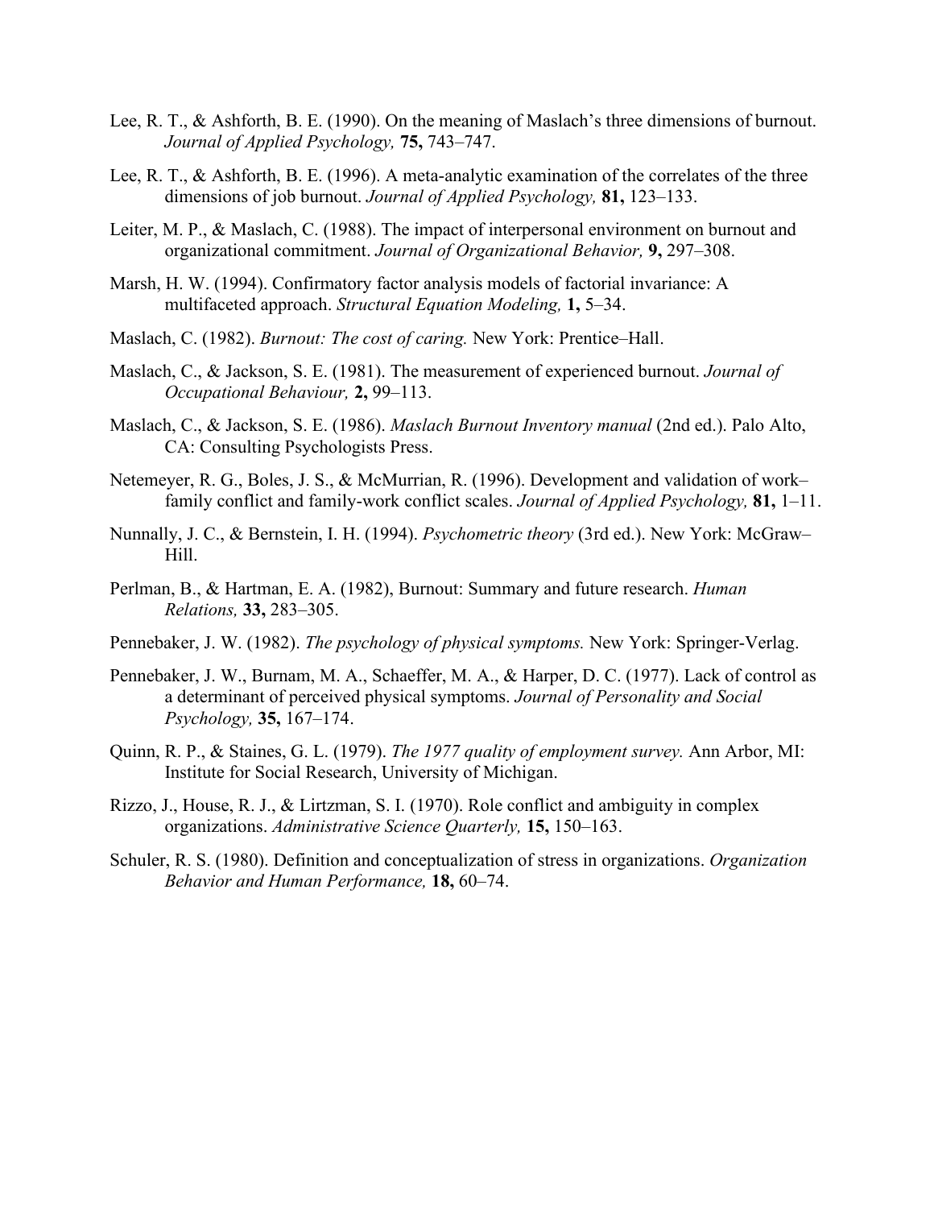Lee, R. T., & Ashforth, B. E. (1990). On the meaning of Maslach's three dimensions of burnout. *Journal of Applied Psychology,* **75,** 743–747.

Lee, R. T., & Ashforth, B. E. (1996). A meta-analytic examination of the correlates of the three dimensions of job burnout. *Journal of Applied Psychology,* **81,** 123–133.

Leiter, M. P., & Maslach, C. (1988). The impact of interpersonal environment on burnout and organizational commitment. *Journal of Organizational Behavior,* **9,** 297–308.

Marsh, H. W. (1994). Confirmatory factor analysis models of factorial invariance: A multifaceted approach. *Structural Equation Modeling,* **1,** 5–34.

Maslach, C. (1982). *Burnout: The cost of caring.* New York: Prentice–Hall.

Maslach, C., & Jackson, S. E. (1981). The measurement of experienced burnout. *Journal of Occupational Behaviour,* **2,** 99–113.

Maslach, C., & Jackson, S. E. (1986). *Maslach Burnout Inventory manual* (2nd ed.). Palo Alto, CA: Consulting Psychologists Press.

Netemeyer, R. G., Boles, J. S., & McMurrian, R. (1996). Development and validation of work–family conflict and family-work conflict scales. *Journal of Applied Psychology,* **81,** 1–11.

Nunnally, J. C., & Bernstein, I. H. (1994). *Psychometric theory* (3rd ed.). New York: McGraw–Hill.

Perlman, B., & Hartman, E. A. (1982), Burnout: Summary and future research. *Human Relations,* **33,** 283–305.

Pennebaker, J. W. (1982). *The psychology of physical symptoms.* New York: Springer-Verlag.

Pennebaker, J. W., Burnam, M. A., Schaeffer, M. A., & Harper, D. C. (1977). Lack of control as a determinant of perceived physical symptoms. *Journal of Personality and Social Psychology,* **35,** 167–174.

Quinn, R. P., & Staines, G. L. (1979). *The 1977 quality of employment survey.* Ann Arbor, MI: Institute for Social Research, University of Michigan.

Rizzo, J., House, R. J., & Lirtzman, S. I. (1970). Role conflict and ambiguity in complex organizations. *Administrative Science Quarterly,* **15,** 150–163.

Schuler, R. S. (1980). Definition and conceptualization of stress in organizations. *Organization Behavior and Human Performance,* **18,** 60–74.